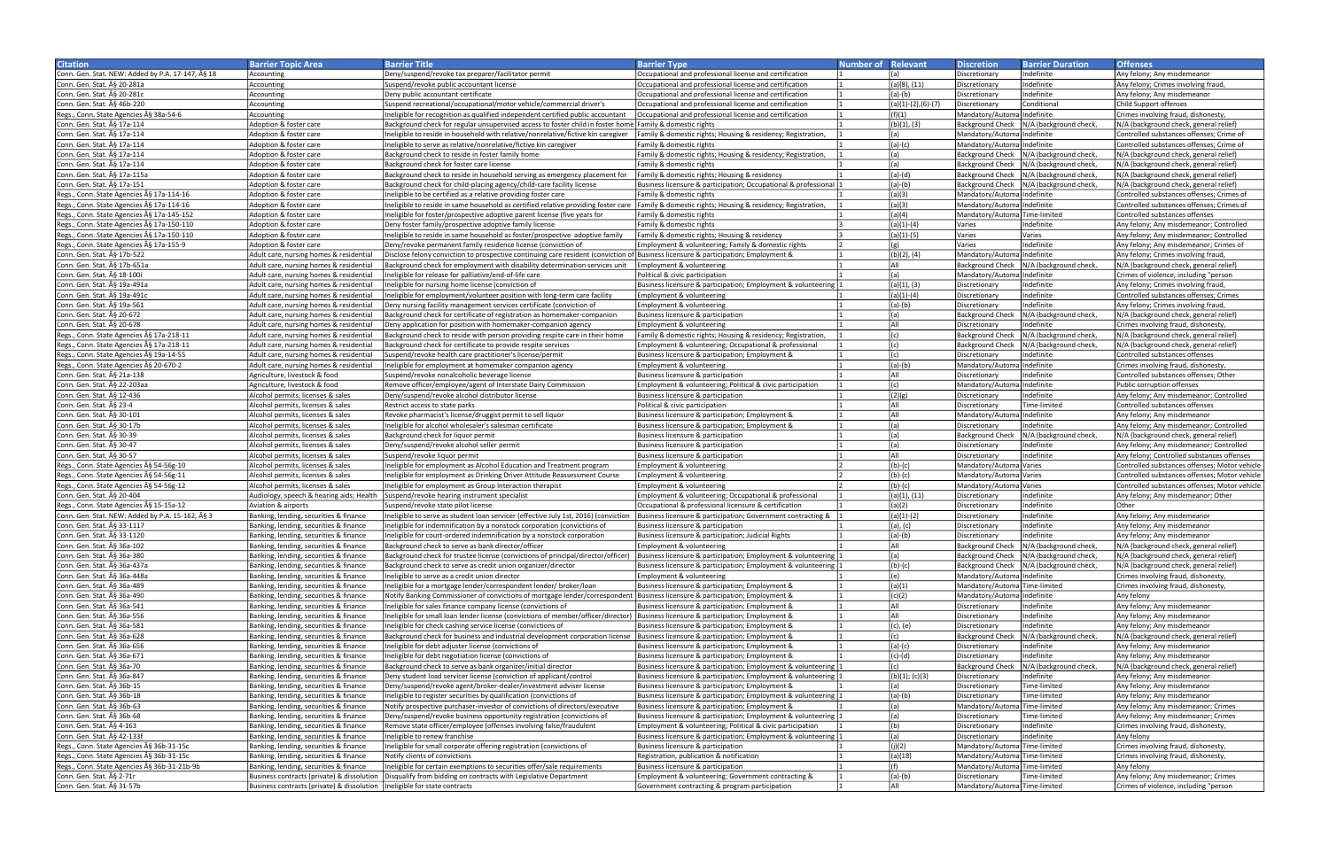| Citation | Barrier Topic Area | Barrier Title | Barrier Type | Number of | Relevant | Discretion | Barrier Duration | Offenses |
|---|---|---|---|---|---|---|---|---|
| Conn. Gen. Stat. NEW: Added by P.A. 17-147, Â§ 18 | Accounting | Deny/suspend/revoke tax preparer/facilitator permit | Occupational and professional license and certification | 1 | (a) | Discretionary | Indefinite | Any felony; Any misdemeanor |
| Conn. Gen. Stat. Â§ 20-281a | Accounting | Suspend/revoke public accountant license | Occupational and professional license and certification | 1 | (a)(8), (11) | Discretionary | Indefinite | Any felony; Crimes involving fraud, |
| Conn. Gen. Stat. Â§ 20-281c | Accounting | Deny public accountant certificate | Occupational and professional license and certification | 1 | (a)-(b) | Discretionary | Indefinite | Any felony; Any misdemeanor |
| Conn. Gen. Stat. Â§ 46b-220 | Accounting | Suspend recreational/occupational/motor vehicle/commercial driver's | Occupational and professional license and certification | 1 | (a)(1)-(2),(6)-(7) | Discretionary | Conditional | Child Support offenses |
| Regs., Conn. State Agencies Â§ 38a-54-6 | Accounting | Ineligible for recognition as qualified independent certified public accountant | Occupational and professional license and certification | 1 | (f)(1) | Mandatory/Automa | Indefinite | Crimes involving fraud, dishonesty, |
| Conn. Gen. Stat. Â§ 17a-114 | Adoption & foster care | Background check for regular unsupervised access to foster child in foster home | Family & domestic rights | 1 | (b)(1), (3) | Background Check | N/A (background check, | N/A (background check, general relief) |
| Conn. Gen. Stat. Â§ 17a-114 | Adoption & foster care | Ineligible to reside in household with relative/nonrelative/fictive kin caregiver | Family & domestic rights; Housing & residency; Registration, | 1 | (a) | Mandatory/Automa | Indefinite | Controlled substances offenses; Crime of |
| Conn. Gen. Stat. Â§ 17a-114 | Adoption & foster care | Ineligible to serve as relative/nonrelative/fictive kin caregiver | Family & domestic rights | 1 | (a)-(c) | Mandatory/Automa | Indefinite | Controlled substances offenses; Crime of |
| Conn. Gen. Stat. Â§ 17a-114 | Adoption & foster care | Background check to reside in foster family home | Family & domestic rights; Housing & residency; Registration, | 1 | (a) | Background Check | N/A (background check, | N/A (background check, general relief) |
| Conn. Gen. Stat. Â§ 17a-114 | Adoption & foster care | Background check for foster care license | Family & domestic rights | 1 | (a) | Background Check | N/A (background check, | N/A (background check, general relief) |
| Conn. Gen. Stat. Â§ 17a-115a | Adoption & foster care | Background check to reside in household serving as emergency placement for | Family & domestic rights; Housing & residency | 1 | (a)-(d) | Background Check | N/A (background check, | N/A (background check, general relief) |
| Conn. Gen. Stat. Â§ 17a-151 | Adoption & foster care | Background check for child-placing agency/child-care facility license | Business licensure & participation; Occupational & professional | 1 | (a)-(b) | Background Check | N/A (background check, | N/A (background check, general relief) |
| Regs., Conn. State Agencies Â§ 17a-114-16 | Adoption & foster care | Ineligible to be certified as a relative providing foster care | Family & domestic rights | 1 | (a)(3) | Mandatory/Automa | Indefinite | Controlled substances offenses; Crimes of |
| Regs., Conn. State Agencies Â§ 17a-114-16 | Adoption & foster care | Ineligible to reside in same household as certified relative providing foster care | Family & domestic rights; Housing & residency; Registration, | 1 | (a)(3) | Mandatory/Automa | Indefinite | Controlled substances offenses; Crimes of |
| Regs., Conn. State Agencies Â§ 17a-145-152 | Adoption & foster care | Ineligible for foster/prospective adoptive parent license (five years for | Family & domestic rights | 1 | (a)(4) | Mandatory/Automa | Time-limited | Controlled substances offenses |
| Regs., Conn. State Agencies Â§ 17a-150-110 | Adoption & foster care | Deny foster family/prospective adoptive family license | Family & domestic rights | 3 | (a)(1)-(4) | Varies | Indefinite | Any felony; Any misdemeanor; Controlled |
| Regs., Conn. State Agencies Â§ 17a-150-110 | Adoption & foster care | Ineligible to reside in same household as foster/prospective adoptive family | Family & domestic rights; Housing & residency | 3 | (a)(1)-(5) | Varies | Varies | Any felony; Any misdemeanor; Controlled |
| Regs., Conn. State Agencies Â§ 17a-155-9 | Adoption & foster care | Deny/revoke permanent family residence license (conviction of | Employment & volunteering; Family & domestic rights | 2 | (g) | Varies | Indefinite | Any felony; Any misdemeanor; Crimes of |
| Conn. Gen. Stat. Â§ 17b-522 | Adult care, nursing homes & residential | Disclose felony conviction to prospective continuing care resident (conviction of | Business licensure & participation; Employment & | 1 | (b)(2), (4) | Mandatory/Automa | Indefinite | Any felony; Crimes involving fraud, |
| Conn. Gen. Stat. Â§ 17b-651a | Adult care, nursing homes & residential | Background check for employment with disability determination services unit | Employment & volunteering | 1 | All | Background Check | N/A (background check, | N/A (background check, general relief) |
| Conn. Gen. Stat. Â§ 18-100i | Adult care, nursing homes & residential | Ineligible for release for palliative/end-of-life care | Political & civic participation | 1 | (a) | Mandatory/Automa | Indefinite | Crimes of violence, including "person |
| Conn. Gen. Stat. Â§ 19a-491a | Adult care, nursing homes & residential | Ineligible for nursing home license (conviction of | Business licensure & participation; Employment & volunteering | 1 | (a)(1), (3) | Discretionary | Indefinite | Any felony; Crimes involving fraud, |
| Conn. Gen. Stat. Â§ 19a-491c | Adult care, nursing homes & residential | Ineligible for employment/volunteer position with long-term care facility | Employment & volunteering | 1 | (a)(1)-(4) | Discretionary | Indefinite | Controlled substances offenses; Crimes |
| Conn. Gen. Stat. Â§ 19a-561 | Adult care, nursing homes & residential | Deny nursing facility management services certificate (conviction of | Employment & volunteering | 1 | (a)-(b) | Discretionary | Indefinite | Any felony; Crimes involving fraud, |
| Conn. Gen. Stat. Â§ 20-672 | Adult care, nursing homes & residential | Background check for certificate of registration as homemaker-companion | Business licensure & participation | 1 | (a) | Background Check | N/A (background check, | N/A (background check, general relief) |
| Conn. Gen. Stat. Â§ 20-678 | Adult care, nursing homes & residential | Deny application for position with homemaker-companion agency | Employment & volunteering | 1 | All | Discretionary | Indefinite | Crimes involving fraud, dishonesty, |
| Regs., Conn. State Agencies Â§ 17a-218-11 | Adult care, nursing homes & residential | Background check to reside with person providing respite care in their home | Family & domestic rights; Housing & residency; Registration, | 1 | (c) | Background Check | N/A (background check, | N/A (background check, general relief) |
| Regs., Conn. State Agencies Â§ 17a-218-11 | Adult care, nursing homes & residential | Background check for certificate to provide respite services | Employment & volunteering; Occupational & professional | 1 | (c) | Background Check | N/A (background check, | N/A (background check, general relief) |
| Regs., Conn. State Agencies Â§ 19a-14-55 | Adult care, nursing homes & residential | Suspend/revoke health care practitioner's license/permit | Business licensure & participation; Employment & | 1 | (c) | Discretionary | Indefinite | Controlled substances offenses |
| Regs., Conn. State Agencies Â§ 20-670-2 | Adult care, nursing homes & residential | Ineligible for employment at homemaker companion agency | Employment & volunteering | 1 | (a)-(b) | Mandatory/Automa | Indefinite | Crimes involving fraud, dishonesty, |
| Conn. Gen. Stat. Â§ 21a-138 | Agriculture, livestock & food | Suspend/revoke nonalcoholic beverage license | Business licensure & participation | 1 | All | Discretionary | Indefinite | Controlled substances offenses; Other |
| Conn. Gen. Stat. Â§ 22-203aa | Agriculture, livestock & food | Remove officer/employee/agent of Interstate Dairy Commission | Employment & volunteering; Political & civic participation | 1 | (c) | Mandatory/Automa | Indefinite | Public corruption offenses |
| Conn. Gen. Stat. Â§ 12-436 | Alcohol permits, licenses & sales | Deny/suspend/revoke alcohol distributor license | Business licensure & participation | 1 | (2)(g) | Discretionary | Indefinite | Any felony; Any misdemeanor; Controlled |
| Conn. Gen. Stat. Â§ 23-4 | Alcohol permits, licenses & sales | Restrict access to state parks | Political & civic participation | 1 | All | Discretionary | Time-limited | Controlled substances offenses |
| Conn. Gen. Stat. Â§ 30-101 | Alcohol permits, licenses & sales | Revoke pharmacist's license/druggist permit to sell liquor | Business licensure & participation; Employment & | 1 | All | Mandatory/Automa | Indefinite | Any felony; Any misdemeanor |
| Conn. Gen. Stat. Â§ 30-17b | Alcohol permits, licenses & sales | Ineligible for alcohol wholesaler's salesman certificate | Business licensure & participation; Employment & | 1 | (a) | Discretionary | Indefinite | Any felony; Any misdemeanor; Controlled |
| Conn. Gen. Stat. Â§ 30-39 | Alcohol permits, licenses & sales | Background check for liquor permit | Business licensure & participation | 1 | (a) | Background Check | N/A (background check, | N/A (background check, general relief) |
| Conn. Gen. Stat. Â§ 30-47 | Alcohol permits, licenses & sales | Deny/suspend/revoke alcohol seller permit | Business licensure & participation | 1 | (a) | Discretionary | Indefinite | Any felony; Any misdemeanor; Controlled |
| Conn. Gen. Stat. Â§ 30-57 | Alcohol permits, licenses & sales | Suspend/revoke liquor permit | Business licensure & participation | 1 | All | Discretionary | Indefinite | Any felony; Controlled substances offenses |
| Regs., Conn. State Agencies Â§ 54-56g-10 | Alcohol permits, licenses & sales | Ineligible for employment as Alcohol Education and Treatment program | Employment & volunteering | 2 | (b)-(c) | Mandatory/Automa | Varies | Controlled substances offenses; Motor vehicle |
| Regs., Conn. State Agencies Â§ 54-56g-11 | Alcohol permits, licenses & sales | Ineligible for employment as Drinking Driver Attitude Reassessment Course | Employment & volunteering | 2 | (b)-(c) | Mandatory/Automa | Varies | Controlled substances offenses; Motor vehicle |
| Regs., Conn. State Agencies Â§ 54-56g-12 | Alcohol permits, licenses & sales | Ineligible for employment as Group Interaction therapist | Employment & volunteering | 2 | (b)-(c) | Mandatory/Automa | Varies | Controlled substances offenses; Motor vehicle |
| Conn. Gen. Stat. Â§ 20-404 | Audiology, speech & hearing aids; Health | Suspend/revoke hearing instrument specialist | Employment & volunteering; Occupational & professional | 1 | (a)(1), (11) | Discretionary | Indefinite | Any felony; Any misdemeanor; Other |
| Regs., Conn. State Agencies Â§ 15-15a-12 | Aviation & airports | Suspend/revoke state pilot license | Occupational & professional license & certification | 1 | (a)(2) | Discretionary | Indefinite | Other |
| Conn. Gen. Stat. NEW: Added by P.A. 15-162, Â§ 3 | Banking, lending, securities & finance | Ineligible to serve as student loan servicer (effective July 1st, 2016) (conviction | Business licensure & participation; Government contracting & | 1 | (a)(1)-(2) | Discretionary | Indefinite | Any felony; Any misdemeanor |
| Conn. Gen. Stat. Â§ 33-1117 | Banking, lending, securities & finance | Ineligible for indemnification by a nonstock corporation (convictions of | Business licensure & participation | 1 | (a), (c) | Discretionary | Indefinite | Any felony; Any misdemeanor |
| Conn. Gen. Stat. Â§ 33-1120 | Banking, lending, securities & finance | Ineligible for court-ordered indemnification by a nonstock corporation | Business licensure & participation; Judicial Rights | 1 | (a)-(b) | Discretionary | Indefinite | Any felony; Any misdemeanor |
| Conn. Gen. Stat. Â§ 36a-102 | Banking, lending, securities & finance | Background check to serve as bank director/officer | Employment & volunteering | 1 | All | Background Check | N/A (background check, | N/A (background check, general relief) |
| Conn. Gen. Stat. Â§ 36a-380 | Banking, lending, securities & finance | Background check for trustee license (convictions of principal/director/officer) | Business licensure & participation; Employment & volunteering | 1 | (a) | Background Check | N/A (background check, | N/A (background check, general relief) |
| Conn. Gen. Stat. Â§ 36a-437a | Banking, lending, securities & finance | Background check to serve as credit union organizer/director | Business licensure & participation; Employment & volunteering | 1 | (b)-(c) | Background Check | N/A (background check, | N/A (background check, general relief) |
| Conn. Gen. Stat. Â§ 36a-448a | Banking, lending, securities & finance | Ineligible to serve as a credit union director | Employment & volunteering | 1 | (e) | Mandatory/Automa | Indefinite | Crimes involving fraud, dishonesty, |
| Conn. Gen. Stat. Â§ 36a-489 | Banking, lending, securities & finance | Ineligible for a mortgage lender/correspondent lender/ broker/loan | Business licensure & participation; Employment & | 1 | (a)(1) | Mandatory/Automa | Time-limited | Crimes involving fraud, dishonesty, |
| Conn. Gen. Stat. Â§ 36a-490 | Banking, lending, securities & finance | Notify Banking Commissioner of convictions of mortgage lender/correspondent | Business licensure & participation; Employment & | 1 | (c)(2) | Mandatory/Automa | Indefinite | Any felony |
| Conn. Gen. Stat. Â§ 36a-541 | Banking, lending, securities & finance | Ineligible for sales finance company license (convictions of | Business licensure & participation; Employment & | 1 | All | Discretionary | Indefinite | Any felony; Any misdemeanor |
| Conn. Gen. Stat. Â§ 36a-556 | Banking, lending, securities & finance | Ineligible for small loan lender license (convictions of member/officer/director) | Business licensure & participation; Employment & | 1 | All | Discretionary | Indefinite | Any felony; Any misdemeanor |
| Conn. Gen. Stat. Â§ 36a-581 | Banking, lending, securities & finance | Ineligible for check cashing service license (convictions of | Business licensure & participation; Employment & | 1 | (c), (e) | Discretionary | Indefinite | Any felony; Any misdemeanor |
| Conn. Gen. Stat. Â§ 36a-628 | Banking, lending, securities & finance | Background check for business and industrial development corporation license | Business licensure & participation; Employment & | 1 | (c) | Background Check | N/A (background check, | N/A (background check, general relief) |
| Conn. Gen. Stat. Â§ 36a-656 | Banking, lending, securities & finance | Ineligible for debt adjuster license (convictions of | Business licensure & participation; Employment & | 1 | (a)-(c) | Discretionary | Indefinite | Any felony; Any misdemeanor |
| Conn. Gen. Stat. Â§ 36a-671 | Banking, lending, securities & finance | Ineligible for debt negotiation license (convictions of | Business licensure & participation; Employment & | 1 | (c)-(d) | Discretionary | Indefinite | Any felony; Any misdemeanor |
| Conn. Gen. Stat. Â§ 36a-70 | Banking, lending, securities & finance | Background check to serve as bank organizer/initial director | Business licensure & participation; Employment & volunteering | 1 | (c) | Background Check | N/A (background check, | N/A (background check, general relief) |
| Conn. Gen. Stat. Â§ 36a-847 | Banking, lending, securities & finance | Deny student load servicer license (conviction of applicant/control | Business licensure & participation; Employment & volunteering | 1 | (b)(1); (c)(3) | Discretionary | Indefinite | Any felony; Any misdemeanor |
| Conn. Gen. Stat. Â§ 36b-15 | Banking, lending, securities & finance | Deny/suspend/revoke agent/broker-dealer/investment adviser license | Business licensure & participation; Employment & | 1 | (a) | Discretionary | Time-limited | Any felony; Any misdemeanor |
| Conn. Gen. Stat. Â§ 36b-18 | Banking, lending, securities & finance | Ineligible to register securities by qualification (convictions of | Business licensure & participation; Employment & volunteering | 1 | (a)-(b) | Discretionary | Time-limited | Any felony; Any misdemeanor |
| Conn. Gen. Stat. Â§ 36b-63 | Banking, lending, securities & finance | Notify prospective purchaser-investor of convictions of directors/executive | Business licensure & participation; Employment & | 1 | (a) | Mandatory/Automa | Time-limited | Any felony; Any misdemeanor; Crimes |
| Conn. Gen. Stat. Â§ 36b-68 | Banking, lending, securities & finance | Deny/suspend/revoke business opportunity registration (convictions of | Business licensure & participation; Employment & volunteering | 1 | (a) | Discretionary | Time-limited | Any felony; Any misdemeanor; Crimes |
| Conn. Gen. Stat. Â§ 4-163 | Banking, lending, securities & finance | Remove state officer/employee (offenses involving false/fraudulent | Employment & volunteering; Political & civic participation | 1 | (b) | Discretionary | Indefinite | Crimes involving fraud, dishonesty, |
| Conn. Gen. Stat. Â§ 42-133f | Banking, lending, securities & finance | Ineligible to renew franchise | Business licensure & participation; Employment & volunteering | 1 | (a) | Discretionary | Indefinite | Any felony |
| Regs., Conn. State Agencies Â§ 36b-31-15c | Banking, lending, securities & finance | Ineligible for small corporate offering registration (convictions of | Business licensure & participation | 1 | (j)(2) | Mandatory/Automa | Time-limited | Crimes involving fraud, dishonesty, |
| Regs., Conn. State Agencies Â§ 36b-31-15c | Banking, lending, securities & finance | Notify clients of convictions | Registration, publication & notification | 1 | (a)(18) | Mandatory/Automa | Time-limited | Crimes involving fraud, dishonesty, |
| Regs., Conn. State Agencies Â§ 36b-31-21b-9b | Banking, lending, securities & finance | Ineligible for certain exemptions to securities offer/sale requirements | Business licensure & participation | 1 | (f) | Mandatory/Automa | Time-limited | Any felony |
| Conn. Gen. Stat. Â§ 2-71r | Business contracts (private) & dissolution | Disqualify from bidding on contracts with Legislative Department | Employment & volunteering; Government contracting & | 1 | (a)-(b) | Discretionary | Time-limited | Any felony; Any misdemeanor; Crimes |
| Conn. Gen. Stat. Â§ 31-57b | Business contracts (private) & dissolution | Ineligible for state contracts | Government contracting & program participation | 1 | All | Mandatory/Automa | Time-limited | Crimes of violence, including "person |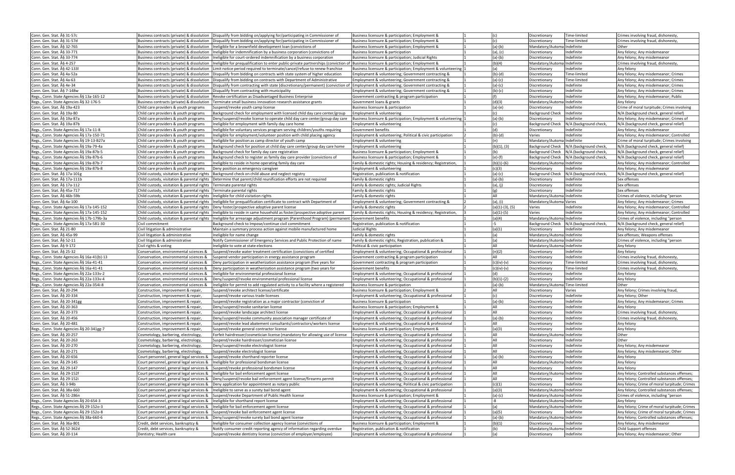| Conn. Gen. Stat. Â§ 31-57c | Business contracts (private) & dissolution | Disqualify from bidding on/applying for/participating in Commissioner of | Business licensure & participation; Employment & | 1 | (c) | Discretionary | Time-limited | Crimes involving fraud, dishonesty, |
|---|---|---|---|---|---|---|---|---|
| Conn. Gen. Stat. Â§ 31-57d | Business contracts (private) & dissolution | Disqualify from bidding on/applying for/participating in Commissioner of | Business licensure & participation; Employment & | 1 | (c) | Discretionary | Time-limited | Crimes involving fraud, dishonesty, |
| Conn. Gen. Stat. Â§ 32-765 | Business contracts (private) & dissolution | Ineligible for a brownfield development loan (convictions of | Business licensure & participation; Employment & | 1 | (a)-(b) | Mandatory/Automa | Indefinite | Other |
| Conn. Gen. Stat. Â§ 33-771 | Business contracts (private) & dissolution | Ineligible for indemnification by a business corporation (convictions of | Business licensure & participation | 1 | (a), (c) | Discretionary | Indefinite | Any felony; Any misdemeanor |
| Conn. Gen. Stat. Â§ 33-774 | Business contracts (private) & dissolution | Ineligible for court-ordered indemnification by a business corporation | Business licensure & participation; Judicial Rights | 1 | (a)-(b) | Discretionary | Indefinite | Any felony; Any misdemeanor |
| Conn. Gen. Stat. Â§ 4-257 | Business contracts (private) & dissolution | Ineligible for prequalification to enter public-private partnerships (conviction of | Business licensure & participation; Employment & | 1 | (b)(4) | Mandatory/Automa | Indefinite | Crimes involving fraud, dishonesty, |
| Conn. Gen. Stat. Â§ 42-133l | Business contracts (private) & dissolution | Limit notice period required to terminate/cancel/refuse to renew franchise | Business licensure & participation; Employment & volunteering | 1 | (a) | Discretionary | Indefinite | Any felony |
| Conn. Gen. Stat. Â§ 4a-52a | Business contracts (private) & dissolution | Disqualify from bidding on contracts with state system of higher education | Employment & volunteering; Government contracting & | 1 | (b)-(d) | Discretionary | Time-limited | Any felony; Any misdemeanor; Crimes |
| Conn. Gen. Stat. Â§ 4a-63 | Business contracts (private) & dissolution | Disqualify from bidding on contracts with Department of Administrative | Employment & volunteering; Government contracting & | 1 | (a)-(c) | Discretionary | Time-limited | Any felony; Any misdemeanor; Crimes |
| Conn. Gen. Stat. Â§ 4e-34 | Business contracts (private) & dissolution | Disqualify from contracting with state (discretionary/permanent) (conviction of | Employment & volunteering; Government contracting & | 1 | (a)-(c) | Discretionary | Indefinite | Any felony; Any misdemeanor; Crimes |
| Conn. Gen. Stat. Â§ 7-148w | Business contracts (private) & dissolution | Disqualify from contracting with municipality | Employment & volunteering; Government contracting & | 1 | (b)-(c) | Discretionary | Indefinite | Any felony; Any misdemeanor; Crimes |
| Regs., Conn. State Agencies Â§ 13a-165-12 | Business contracts (private) & dissolution | Revoke certification as Disadvantaged Business Enterprise | Government contracting & program participation | 1 | (f) | Discretionary | Indefinite | Any felony; Any misdemeanor; Public |
| Regs., Conn. State Agencies Â§ 32-176-5 | Business contracts (private) & dissolution | Terminate small business innovation research assistance grants | Government loans & grants | 1 | (d)(3) | Mandatory/Automa | Indefinite | Any felony |
| Conn. Gen. Stat. Â§ 19a-423 | Child care providers & youth programs | Suspend/revoke youth camp license | Business licensure & participation | 1 | (a)-(e) | Discretionary | Indefinite | Crime of moral turpitude; Crimes involving |
| Conn. Gen. Stat. Â§ 19a-80 | Child care providers & youth programs | Background check for employment with licensed child day care center/group | Employment & volunteering | 1 | (c) | Background Check | Indefinite | N/A (background check, general relief) |
| Conn. Gen. Stat. Â§ 19a-87a | Child care providers & youth programs | Deny/suspend/revoke license to operate child day care center/group day care | Business licensure & participation; Employment & volunteering | 1 | (a)-(b) | Discretionary | Indefinite | Any felony; Any misdemeanor; Crimes of |
| Conn. Gen. Stat. Â§ 19a-87b | Child care providers & youth programs | Ineligible for employment with family day care home | Employment & volunteering | 1 | (c) | Background Check | N/A (background check, | N/A (background check, general relief) |
| Regs., Conn. State Agencies Â§ 17a-11-8 | Child care providers & youth programs | Ineligible for voluntary services program serving children/youths requiring | Government benefits | 1 | (d) | Discretionary | Indefinite | Any felony; Any misdemeanor |
| Regs., Conn. State Agencies Â§ 17a-150-71 | Child care providers & youth programs | Ineligible for employment/volunteer position with child placing agency | Employment & volunteering; Political & civic participation | 2 | (b)-(d) | Varies | Indefinite | Any felony; Any misdemeanor; Controlled |
| Regs., Conn. State Agencies Â§ 19-13-B27a | Child care providers & youth programs | Ineligible for position as camp director of youth camp | Employment & volunteering | 1 | (n) | Mandatory/Automa | Indefinite | Crime of moral turpitude; Crimes involving |
| Regs., Conn. State Agencies Â§ 19a-79-4a | Child care providers & youth programs | Background check for position at child day care center/group day care home | Employment & volunteering | 1 | (b)(1), (3) | Background Check | N/A (background check, | N/A (background check, general relief) |
| Regs., Conn. State Agencies Â§ 19a-87b-5 | Child care providers & youth programs | Background check for family day care registration | Business licensure & participation; Employment & | 1 | (b) | Background Check | N/A (background check, | N/A (background check, general relief) |
| Regs., Conn. State Agencies Â§ 19a-87b-6 | Child care providers & youth programs | Background check to register as family day care provider (convictions of | Business licensure & participation; Employment & | 1 | (e)-(f) | Background Check | N/A (background check, | N/A (background check, general relief) |
| Regs., Conn. State Agencies Â§ 19a-87b-7 | Child care providers & youth programs | Ineligible to reside in home operating family day care | Family & domestic rights; Housing & residency; Registration, | 1 | (b)(1)-(6) | Mandatory/Automa | Indefinite | Any felony; Any misdemeanor; Controlled |
| Regs., Conn. State Agencies Â§ 19a-87b-8 | Child care providers & youth programs | Deny position as emergency caregiver | Employment & volunteering | 1 | (c)(3) | Discretionary | Indefinite | Any felony; Any misdemeanor |
| Conn. Gen. Stat. Â§ 17a-101g | Child custody, visitation & parental rights | Background check on child abuse and neglect registry | Registration, publication & notification | 1 | (a)-(c) | Background Check | N/A (background check, | N/A (background check, general relief) |
| Conn. Gen. Stat. Â§ 17a-111b | Child custody, visitation & parental rights | Determine that parent/child reunification efforts are not required | Family & domestic rights | 1 | (a)-(b) | Discretionary | Indefinite | Sex offenses |
| Conn. Gen. Stat. Â§ 17a-112 | Child custody, visitation & parental rights | Terminate parental rights | Family & domestic rights; Judicial Rights | 1 | (a), (j) | Discretionary | Indefinite | Sex offenses |
| Conn. Gen. Stat. Â§ 45a-717 | Child custody, visitation & parental rights | Terminate parental rights | Family & domestic rights | 1 | (g) | Discretionary | Indefinite | Sex offenses |
| Conn. Gen. Stat. Â§ 46b-59b | Child custody, visitation & parental rights | Ineligible for child visitation rights | Family & domestic rights | 1 | All | Mandatory/Automa | Indefinite | Crimes of violence, including "person |
| Conn. Gen. Stat. Â§ 4a-100 | Child custody, visitation & parental rights | Ineligible for prequalification certificate to contract with Department of | Employment & volunteering; Government contracting & | 2 | (a), (i) | Mandatory/Automa | Varies | Any felony; Any misdemeanor; Crimes |
| Regs., Conn. State Agencies Â§ 17a-145-152 | Child custody, visitation & parental rights | Deny foster/prospective adoptive parent license | Family & domestic rights | 1 | (a)(1)-(3), (5) | Varies | Indefinite | Any felony; Any misdemeanor; Controlled |
| Regs., Conn. State Agencies Â§ 17a-145-152 | Child custody, visitation & parental rights | Ineligible to reside in same household as foster/prospective adoptive parent | Family & domestic rights; Housing & residency; Registration, | 3 | (a)(1)-(5) | Varies | Indefinite | Any felony; Any misdemeanor; Controlled |
| Regs., Conn. State Agencies Â§ 17b-179b-3a | Child custody, visitation & parental rights | Ineligible for arrearage adjustment program (Parenthood Program) (permanent | Government benefits | 1 | (a)(4) | Mandatory/Automa | Indefinite | Crimes of violence, including "person |
| Regs., Conn. State Agencies Â§ 17a-581-30 | Civil commitment | Background check to Impose/continue civil commitment | Registration, publication & notification | 1 | -5 | Background Check | N/A (background check, | N/A (background check, general relief) |
| Conn. Gen. Stat. Â§ 21-80 | Civil litigation & administrative | Maintain a summary process action against mobile manufactured home | Judicial Rights | 1 | (a)(1) | Discretionary | Indefinite | Any felony; Any misdemeanor |
| Conn. Gen. Stat. Â§ 45a-99 | Civil litigation & administrative | Ineligible for name change | Family & domestic rights | 1 | (a) | Mandatory/Automa | Indefinite | Sex offenses; Weapons offenses |
| Conn. Gen. Stat. Â§ 52-11 | Civil litigation & administrative | Notify Commissioner of Emergency Services and Public Protection of name | Family & domestic rights; Registration, publication & | 1 | (a) | Mandatory/Automa | Indefinite | Crimes of violence, including "person |
| Conn. Gen. Stat. Â§ 9-172 | Civil rights & voting | Ineligible to vote at state elections | Political & civic participation | 1 | All | Mandatory/Automa | Indefinite | Any felony |
| Conn. Gen. Stat. Â§ 25-32 | Conservation, environmental sciences & | Suspend/revoke water treatment certification (convictions of certified | Employment & volunteering; Occupational & professional | 1 | (n)(2) | Discretionary | Indefinite | Any felony |
| Regs., Conn. State Agencies Â§ 16a-41(b)-13 | Conservation, environmental sciences & | Suspend vendor participation in energy assistance program | Government contracting & program participation | 1 | All | Discretionary | Indefinite | Crimes involving fraud, dishonesty, |
| Regs., Conn. State Agencies Â§ 16a-41-41 | Conservation, environmental sciences & | Deny participation in weatherization assistance program (five years for | Government contracting & program participation | 1 | (c)(iv)-(v) | Discretionary | Time-limited | Crimes involving fraud, dishonesty, |
| Regs., Conn. State Agencies Â§ 16a-41-41 | Conservation, environmental sciences & | Deny participation in weatherization assistance program (two years for | Government benefits | 1 | (c)(iv)-(v) | Discretionary | Time-limited | Crimes involving fraud, dishonesty, |
| Regs., Conn. State Agencies Â§ 22a-133v-2 | Conservation, environmental sciences & | Ineligible for environmental professional license | Employment & volunteering; Occupational & professional | 1 | (d) | Discretionary | Indefinite | Any felony |
| Regs., Conn. State Agencies Â§ 22a-133v-4 | Conservation, environmental sciences & | Deny/suspend/revoke environmental professional license | Employment & volunteering; Occupational & professional | 1 | (b)(1)-(2) | Discretionary | Indefinite | Any felony |
| Regs., Conn. State Agencies Â§ 22a-354i-8 | Conservation, environmental sciences & | Ineligible for permit to add regulated activity to a facility where a registered | Business licensure & participation | 1 | (a)-(b) | Mandatory/Automa | Time-limited | Other |
| Conn. Gen. Stat. Â§ 20-294 | Construction, improvement & repair, | Suspend/revoke architect license/certificate | Business licensure & participation; Employment & | 2 | All | Discretionary | Varies | Any felony; Crimes involving fraud, |
| Conn. Gen. Stat. Â§ 20-334 | Construction, improvement & repair, | Suspend/revoke various trade licenses | Employment & volunteering; Occupational & professional | 1 | (c) | Discretionary | Indefinite | Any felony; Other |
| Conn. Gen. Stat. Â§ 20-341gg | Construction, improvement & repair, | Suspend/revoke registration as a major contractor (conviction of | Business licensure & participation | 1 | (a)-(b) | Discretionary | Indefinite | Any felony; Any misdemeanor; Crimes |
| Conn. Gen. Stat. Â§ 20-363 | Construction, improvement & repair, | Deny/suspend/revoke sanitarian license | Business licensure & participation; Employment & | 1 | All | Discretionary | Indefinite | Any felony |
| Conn. Gen. Stat. Â§ 20-373 | Construction, improvement & repair, | Suspend/revoke landscape architect license | Employment & volunteering; Occupational & professional | 1 | All | Discretionary | Indefinite | Crimes involving fraud, dishonesty, |
| Conn. Gen. Stat. Â§ 20-456 | Construction, improvement & repair, | Deny/suspend/revoke community association manager certificate of | Employment & volunteering; Occupational & professional | 1 | (a)-(b) | Discretionary | Indefinite | Crimes involving fraud, dishonesty, |
| Conn. Gen. Stat. Â§ 20-481 | Construction, improvement & repair, | Suspend/revoke lead abatement consultants/contractors/workers license | Employment & volunteering; Occupational & professional | 1 | All | Discretionary | Indefinite | Any felony |
| Regs., Conn. State Agencies Â§ 20-341gg-7 | Construction, improvement & repair, | Suspend/revoke general contractor license | Business licensure & participation; Employment & | 1 | (a)(3) | Discretionary | Indefinite | Any felony |
| Conn. Gen. Stat. Â§ 20-257 | Cosmetology, barbering, electrology, | Forfeit hairdresser/cosmetician license (mandatory for allowing use of license | Employment & volunteering; Occupational & professional | 1 | All | Mandatory/Automa | Indefinite | Other |
| Conn. Gen. Stat. Â§ 20-263 | Cosmetology, barbering, electrology, | Suspend/revoke hairdresser/cosmetician license | Employment & volunteering; Occupational & professional | 1 | All | Discretionary | Indefinite | Other |
| Conn. Gen. Stat. Â§ 20-270 | Cosmetology, barbering, electrology, | Deny/suspend/revoke electrologist license | Employment & volunteering; Occupational & professional | 1 | All | Discretionary | Indefinite | Any felony; Any misdemeanor |
| Conn. Gen. Stat. Â§ 20-271 | Cosmetology, barbering, electrology, | Suspend/revoke electrologist license | Employment & volunteering; Occupational & professional | 1 | All | Discretionary | Indefinite | Any felony; Any misdemeanor; Other |
| Conn. Gen. Stat. Â§ 20-656 | Court personnel, general legal services & | Suspend/revoke shorthand reporter license | Employment & volunteering; Occupational & professional | 1 | (a)-(b) | Discretionary | Indefinite | Any felony |
| Conn. Gen. Stat. Â§ 29-145 | Court personnel, general legal services & | Ineligible for professional bondsman license | Employment & volunteering; Occupational & professional | 1 | All | Mandatory/Automa | Indefinite | Any felony |
| Conn. Gen. Stat. Â§ 29-147 | Court personnel, general legal services & | Suspend/revoke professional bondsmen license | Employment & volunteering; Occupational & professional | 1 | All | Discretionary | Indefinite | Any felony |
| Conn. Gen. Stat. Â§ 29-152f | Court personnel, general legal services & | Ineligible for bail enforcement agent license | Employment & volunteering; Occupational & professional | 1 | All | Mandatory/Automa | Indefinite | Any felony; Controlled substances offenses; |
| Conn. Gen. Stat. Â§ 29-152i | Court personnel, general legal services & | Deny/suspend/revoke bail enforcement agent license/firearms permit | Employment & volunteering; Occupational & professional | 1 | All | Discretionary | Indefinite | Any felony; Controlled substances offenses; |
| Conn. Gen. Stat. Â§ 3-94b | Court personnel, general legal services & | Deny application for appointment as notary public | Employment & volunteering; Political & civic participation | 1 | (c)(1) | Discretionary | Indefinite | Any felony; Crime of moral turpitude; Crimes |
| Conn. Gen. Stat. Â§ 38a-660 | Court personnel, general legal services & | Ineligible to serve as a surety bail bond agent | Employment & volunteering; Occupational & professional | 1 | (a)(3) | Mandatory/Automa | Indefinite | Any felony; Controlled substances offenses; |
| Conn. Gen. Stat. Â§ 51-286n | Court personnel, general legal services & | Suspend/revoke Department of Public Health license | Business licensure & participation; Employment & | 1 | (a)-(c) | Mandatory/Automa | Indefinite | Crimes of violence, including "person |
| Regs., Conn. State Agencies Â§ 20-654-3 | Court personnel, general legal services & | Ineligible for shorthand report license | Employment & volunteering; Occupational & professional | 1 | -8 | Mandatory/Automa | Indefinite | Any felony |
| Regs., Conn. State Agencies Â§ 29-152o-3 | Court personnel, general legal services & | Ineligible for bail enforcement agent license | Employment & volunteering; Occupational & professional | 1 | (a) | Mandatory/Automa | Indefinite | Any felony; Crime of moral turpitude; Crimes |
| Regs., Conn. State Agencies Â§ 29-152o-8 | Court personnel, general legal services & | Suspend/revoke bail enforcement agent license | Employment & volunteering; Occupational & professional | 1 | (a)(5) | Discretionary | Indefinite | Any felony; Crime of moral turpitude; Crimes |
| Regs., Conn. State Agencies Â§ 38a-660-6 | Court personnel, general legal services & | Deny/suspend/revoke surety bail bond agent license | Employment & volunteering; Occupational & professional | 1 | (a)-(b) | Mandatory/Automa | Indefinite | Any felony; Controlled substances offenses; |
| Conn. Gen. Stat. Â§ 36a-801 | Credit, debt services, bankruptcy & | Ineligible for consumer collection agency license (convictions of | Business licensure & participation; Employment & | 1 | (b)(1) | Discretionary | Indefinite | Any felony; Any misdemeanor |
| Conn. Gen. Stat. Â§ 52-362d | Credit, debt services, bankruptcy & | Notify consumer credit reporting agency of information regarding overdue | Registration, publication & notification | 1 | (b) | Mandatory/Automa | Indefinite | Child Support offenses |
| Conn. Gen. Stat. Â§ 20-114 | Dentistry; Health care | Suspend/revoke dentistry license (conviction of employer/employee) | Employment & volunteering; Occupational & professional | 1 | (a) | Discretionary | Indefinite | Any felony; Any misdemeanor; Other |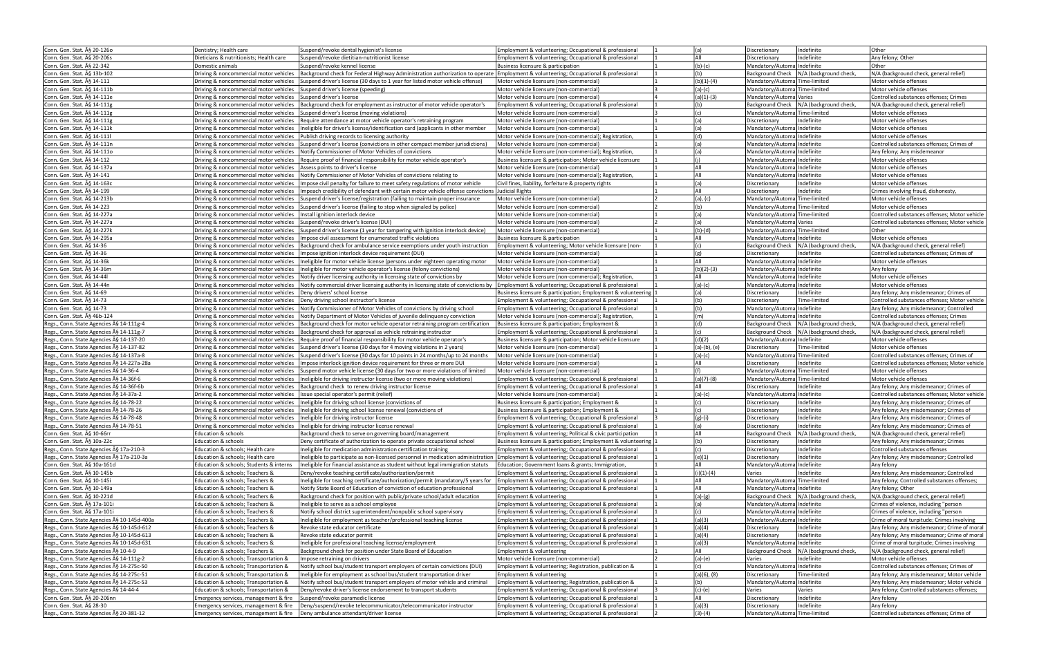| Conn. Gen. Stat. Â§ 20-126o | Dentistry; Health care | Suspend/revoke dental hygienist's license | Employment & volunteering; Occupational & professional | 1 | (a) | Discretionary | Indefinite | Other |
|---|---|---|---|---|---|---|---|---|
| Conn. Gen. Stat. Â§ 20-206s | Dieticians & nutritionists; Health care | Suspend/revoke dietitian-nutritionist license | Employment & volunteering; Occupational & professional | 1 | All | Discretionary | Indefinite | Any felony; Other |
| Conn. Gen. Stat. Â§ 22-342 | Domestic animals | Suspend/revoke kennel license | Business licensure & participation | 1 | (b)-(c) | Mandatory/Automa | Indefinite | Other |
| Conn. Gen. Stat. Â§ 13b-102 | Driving & noncommercial motor vehicles | Background check for Federal Highway Administration authorization to operate | Employment & volunteering; Occupational & professional | 1 | (b) | Background Check | N/A (background check, | N/A (background check, general relief) |
| Conn. Gen. Stat. Â§ 14-111 | Driving & noncommercial motor vehicles | Suspend driver's license (30 days to 1 year for listed motor vehicle offense) | Motor vehicle licensure (non-commercial) | 1 | (b)(1)-(4) | Mandatory/Automa | Time-limited | Motor vehicle offenses |
| Conn. Gen. Stat. Â§ 14-111b | Driving & noncommercial motor vehicles | Suspend driver's license (speeding) | Motor vehicle licensure (non-commercial) | 3 | (a)-(c) | Mandatory/Automa | Time-limited | Motor vehicle offenses |
| Conn. Gen. Stat. Â§ 14-111e | Driving & noncommercial motor vehicles | Suspend driver's license | Motor vehicle licensure (non-commercial) | 4 | (a)(1)-(3) | Mandatory/Automa | Varies | Controlled substances offenses; Crimes |
| Conn. Gen. Stat. Â§ 14-111g | Driving & noncommercial motor vehicles | Background check for employment as instructor of motor vehicle operator's | Employment & volunteering; Occupational & professional | 1 | (b) | Background Check | N/A (background check, | N/A (background check, general relief) |
| Conn. Gen. Stat. Â§ 14-111g | Driving & noncommercial motor vehicles | Suspend driver's license (moving violations) | Motor vehicle licensure (non-commercial) | 3 | (c) | Mandatory/Automa | Time-limited | Motor vehicle offenses |
| Conn. Gen. Stat. Â§ 14-111g | Driving & noncommercial motor vehicles | Require attendance at motor vehicle operator's retraining program | Motor vehicle licensure (non-commercial) | 1 | (a) | Discretionary | Indefinite | Motor vehicle offenses |
| Conn. Gen. Stat. Â§ 14-111k | Driving & noncommercial motor vehicles | Ineligible for driver's license/identification card (applicants in other member | Motor vehicle licensure (non-commercial) | 1 | (a) | Mandatory/Automa | Indefinite | Motor vehicle offenses |
| Conn. Gen. Stat. Â§ 14-111l | Driving & noncommercial motor vehicles | Publish driving records to licensing authority | Motor vehicle licensure (non-commercial); Registration, | 1 | (d) | Mandatory/Automa | Indefinite | Motor vehicle offenses |
| Conn. Gen. Stat. Â§ 14-111n | Driving & noncommercial motor vehicles | Suspend driver's license (convictions in other compact member jurisdictions) | Motor vehicle licensure (non-commercial) | 1 | (a) | Mandatory/Automa | Indefinite | Controlled substances offenses; Crimes of |
| Conn. Gen. Stat. Â§ 14-111o | Driving & noncommercial motor vehicles | Notify Commissioner of Motor Vehicles of convictions | Motor vehicle licensure (non-commercial); Registration, | 1 | (a) | Mandatory/Automa | Indefinite | Any felony; Any misdemeanor |
| Conn. Gen. Stat. Â§ 14-112 | Driving & noncommercial motor vehicles | Require proof of financial responsibility for motor vehicle operator's | Business licensure & participation; Motor vehicle licensure | 1 | (j) | Mandatory/Automa | Indefinite | Motor vehicle offenses |
| Conn. Gen. Stat. Â§ 14-137a | Driving & noncommercial motor vehicles | Assess points to driver's license | Motor vehicle licensure (non-commercial) | 1 | All | Mandatory/Automa | Indefinite | Motor vehicle offenses |
| Conn. Gen. Stat. Â§ 14-141 | Driving & noncommercial motor vehicles | Notify Commissioner of Motor Vehicles of convictions relating to | Motor vehicle licensure (non-commercial); Registration, | 1 | All | Mandatory/Automa | Indefinite | Motor vehicle offenses |
| Conn. Gen. Stat. Â§ 14-163c | Driving & noncommercial motor vehicles | Impose civil penalty for failure to meet safety regulations of motor vehicle | Civil fines, liability, forfeiture & property rights | 1 | (a) | Discretionary | Indefinite | Motor vehicle offenses |
| Conn. Gen. Stat. Â§ 14-199 | Driving & noncommercial motor vehicles | Impeach credibility of defendant with certain motor vehicle offense convictions | Judicial Rights | 1 | All | Discretionary | Indefinite | Crimes involving fraud, dishonesty, |
| Conn. Gen. Stat. Â§ 14-213b | Driving & noncommercial motor vehicles | Suspend driver's license/registration (failing to maintain proper insurance | Motor vehicle licensure (non-commercial) | 2 | (a), (c) | Mandatory/Automa | Time-limited | Motor vehicle offenses |
| Conn. Gen. Stat. Â§ 14-223 | Driving & noncommercial motor vehicles | Suspend driver's license (failing to stop when signaled by police) | Motor vehicle licensure (non-commercial) | 1 | (b) | Mandatory/Automa | Time-limited | Motor vehicle offenses |
| Conn. Gen. Stat. Â§ 14-227a | Driving & noncommercial motor vehicles | Install ignition interlock device | Motor vehicle licensure (non-commercial) | 1 | (a) | Mandatory/Automa | Time-limited | Controlled substances offenses; Motor vehicle |
| Conn. Gen. Stat. Â§ 14-227a | Driving & noncommercial motor vehicles | Suspend/revoke driver's license (DUI) | Motor vehicle licensure (non-commercial) | 2 | (a) | Mandatory/Automa | Varies | Controlled substances offenses; Motor vehicle |
| Conn. Gen. Stat. Â§ 14-227k | Driving & noncommercial motor vehicles | Suspend driver's license (1 year for tampering with ignition interlock device) | Motor vehicle licensure (non-commercial) | 1 | (b)-(d) | Mandatory/Automa | Time-limited | Other |
| Conn. Gen. Stat. Â§ 14-295a | Driving & noncommercial motor vehicles | Impose civil assessment for enumerated traffic violations | Business licensure & participation | 1 | All | Mandatory/Automa | Indefinite | Motor vehicle offenses |
| Conn. Gen. Stat. Â§ 14-36 | Driving & noncommercial motor vehicles | Background check for ambulance service exemptions under youth instruction | Employment & volunteering; Motor vehicle licensure (non- | 1 | (c) | Background Check | N/A (background check, | N/A (background check, general relief) |
| Conn. Gen. Stat. Â§ 14-36 | Driving & noncommercial motor vehicles | Impose ignition interlock device requirement (DUI) | Motor vehicle licensure (non-commercial) | 1 | (g) | Discretionary | Indefinite | Controlled substances offenses; Crimes of |
| Conn. Gen. Stat. Â§ 14-36k | Driving & noncommercial motor vehicles | Ineligible for motor vehicle license (persons under eighteen operating motor | Motor vehicle licensure (non-commercial) | 1 | All | Mandatory/Automa | Indefinite | Motor vehicle offenses |
| Conn. Gen. Stat. Â§ 14-36m | Driving & noncommercial motor vehicles | Ineligible for motor vehicle operator's license (felony convictions) | Motor vehicle licensure (non-commercial) | 1 | (b)(2)-(3) | Mandatory/Automa | Indefinite | Any felony |
| Conn. Gen. Stat. Â§ 14-44l | Driving & noncommercial motor vehicles | Notify driver licensing authority in licensing state of convictions by | Motor vehicle licensure (non-commercial); Registration, | 1 | All | Mandatory/Automa | Indefinite | Motor vehicle offenses |
| Conn. Gen. Stat. Â§ 14-44n | Driving & noncommercial motor vehicles | Notify commercial driver licensing authority in licensing state of convictions by | Employment & volunteering; Occupational & professional | 1 | (a)-(c) | Mandatory/Automa | Indefinite | Motor vehicle offenses |
| Conn. Gen. Stat. Â§ 14-69 | Driving & noncommercial motor vehicles | Deny drivers' school license | Business licensure & participation; Employment & volunteering | 1 | (a) | Discretionary | Indefinite | Any felony; Any misdemeanor; Crimes of |
| Conn. Gen. Stat. Â§ 14-73 | Driving & noncommercial motor vehicles | Deny driving school instructor's license | Employment & volunteering; Occupational & professional | 1 | (b) | Discretionary | Time-limited | Controlled substances offenses; Motor vehicle |
| Conn. Gen. Stat. Â§ 14-73 | Driving & noncommercial motor vehicles | Notify Commissioner of Motor Vehicles of convictions by driving school | Employment & volunteering; Occupational & professional | 1 | (b) | Mandatory/Automa | Indefinite | Any felony; Any misdemeanor; Controlled |
| Conn. Gen. Stat. Â§ 46b-124 | Driving & noncommercial motor vehicles | Notify Department of Motor Vehicles of juvenile delinquency conviction | Motor vehicle licensure (non-commercial); Registration, | 1 | (m) | Mandatory/Automa | Indefinite | Controlled substances offenses; Crimes |
| Regs., Conn. State Agencies Â§ 14-111g-4 | Driving & noncommercial motor vehicles | Background check for motor vehicle operator retraining program certification | Business licensure & participation; Employment & | 1 | (d) | Background Check | N/A (background check, | N/A (background check, general relief) |
| Regs., Conn. State Agencies Â§ 14-111g-7 | Driving & noncommercial motor vehicles | Background check for approval as vehicle retraining instructor | Employment & volunteering; Occupational & professional | 1 | (c) | Background Check | N/A (background check, | N/A (background check, general relief) |
| Regs., Conn. State Agencies Â§ 14-137-20 | Driving & noncommercial motor vehicles | Require proof of financial responsibility for motor vehicle operator's | Business licensure & participation; Motor vehicle licensure | 1 | (d)(2) | Mandatory/Automa | Indefinite | Motor vehicle offenses |
| Regs., Conn. State Agencies Â§ 14-137-82 | Driving & noncommercial motor vehicles | Suspend driver's license (30 days for 4 moving violations in 2 years) | Motor vehicle licensure (non-commercial) | 1 | (a)-(b), (e) | Discretionary | Time-limited | Motor vehicle offenses |
| Regs., Conn. State Agencies Â§ 14-137a-8 | Driving & noncommercial motor vehicles | Suspend driver's license (30 days for 10 points in 24 months/up to 24 months | Motor vehicle licensure (non-commercial) | 1 | (a)-(c) | Mandatory/Automa | Time-limited | Controlled substances offenses; Crimes of |
| Regs., Conn. State Agencies Â§ 14-227a-28a | Driving & noncommercial motor vehicles | Impose interlock ignition device requirement for three or more DUI | Motor vehicle licensure (non-commercial) | 1 | All | Discretionary | Indefinite | Controlled substances offenses; Motor vehicle |
| Regs., Conn. State Agencies Â§ 14-36-4 | Driving & noncommercial motor vehicles | Suspend motor vehicle license (30 days for two or more violations of limited | Motor vehicle licensure (non-commercial) | 1 | (f) | Mandatory/Automa | Time-limited | Motor vehicle offenses |
| Regs., Conn. State Agencies Â§ 14-36f-6 | Driving & noncommercial motor vehicles | Ineligible for driving instructor license (two or more moving violations) | Employment & volunteering; Occupational & professional | 1 | (a)(7)-(8) | Mandatory/Automa | Time-limited | Motor vehicle offenses |
| Regs., Conn. State Agencies Â§ 14-36f-6b | Driving & noncommercial motor vehicles | Background check to renew driving instructor license | Employment & volunteering; Occupational & professional | 1 | All | Discretionary | Indefinite | Any felony; Any misdemeanor; Crimes of |
| Regs., Conn. State Agencies Â§ 14-37a-2 | Driving & noncommercial motor vehicles | Issue special operator's permit (relief) | Motor vehicle licensure (non-commercial) | 1 | (a)-(c) | Mandatory/Automa | Indefinite | Controlled substances offenses; Motor vehicle |
| Regs., Conn. State Agencies Â§ 14-78-22 | Driving & noncommercial motor vehicles | Ineligible for driving school license (convictions of | Business licensure & participation; Employment & | 1 | (c) | Discretionary | Indefinite | Any felony; Any misdemeanor; Crimes of |
| Regs., Conn. State Agencies Â§ 14-78-26 | Driving & noncommercial motor vehicles | Ineligible for driving school license renewal (convictions of | Business licensure & participation; Employment & | 1 | (c) | Discretionary | Indefinite | Any felony; Any misdemeanor; Crimes of |
| Regs., Conn. State Agencies Â§ 14-78-48 | Driving & noncommercial motor vehicles | Ineligible for driving instructor license | Employment & volunteering; Occupational & professional | 3 | (g)-(i) | Discretionary | Indefinite | Any felony; Any misdemeanor; Crimes of |
| Regs., Conn. State Agencies Â§ 14-78-51 | Driving & noncommercial motor vehicles | Ineligible for driving instructor license renewal | Employment & volunteering; Occupational & professional | 1 | (a) | Discretionary | Indefinite | Any felony; Any misdemeanor; Crimes of |
| Conn. Gen. Stat. Â§ 10-66rr | Education & schools | Background check to serve on governing board/management | Employment & volunteering; Political & civic participation | 1 | All | Background Check | N/A (background check, | N/A (background check, general relief) |
| Conn. Gen. Stat. Â§ 10a-22c | Education & schools | Deny certificate of authorization to operate private occupational school | Business licensure & participation; Employment & volunteering | 1 | (b) | Discretionary | Indefinite | Any felony; Any misdemeanor; Crimes |
| Regs., Conn. State Agencies Â§ 17a-210-3 | Education & schools; Health care | Ineligible for medication administration certification training | Employment & volunteering; Occupational & professional | 1 | (c) | Discretionary | Indefinite | Controlled substances offenses |
| Regs., Conn. State Agencies Â§ 17a-210-3a | Education & schools; Health care | Ineligible to participate as non-licensed personnel in medication administration | Employment & volunteering; Occupational & professional | 1 | (e)(1) | Discretionary | Indefinite | Any felony; Any misdemeanor; Controlled |
| Conn. Gen. Stat. Â§ 10a-161d | Education & schools; Students & interns | Ineligible for financial assistance as student without legal immigration statuts | Education; Government loans & grants; Immigration, | 1 | All | Mandatory/Automa | Indefinite | Any felony |
| Conn. Gen. Stat. Â§ 10-145b | Education & schools; Teachers & | Deny/revoke teaching certificate/authorization/permit | Employment & volunteering; Occupational & professional | 1 | (i)(1)-(4) | Varies | Indefinite | Any felony; Any misdemeanor; Controlled |
| Conn. Gen. Stat. Â§ 10-145i | Education & schools; Teachers & | Ineligible for teaching certificate/authorization/permit (mandatory/5 years for | Employment & volunteering; Occupational & professional | 1 | All | Mandatory/Automa | Time-limited | Any felony; Controlled substances offenses; |
| Conn. Gen. Stat. Â§ 10-149a | Education & schools; Teachers & | Notify State Board of Education of conviction of education professional | Employment & volunteering; Occupational & professional | 1 | All | Mandatory/Automa | Indefinite | Any felony; Other |
| Conn. Gen. Stat. Â§ 10-221d | Education & schools; Teachers & | Background check for position with public/private school/adult education | Employment & volunteering | 1 | (a)-(g) | Background Check | N/A (background check, | N/A (background check, general relief) |
| Conn. Gen. Stat. Â§ 17a-101i | Education & schools; Teachers & | Ineligible to serve as a school employee | Employment & volunteering; Occupational & professional | 1 | (a) | Mandatory/Automa | Indefinite | Crimes of violence, including "person |
| Conn. Gen. Stat. Â§ 17a-101i | Education & schools; Teachers & | Notify school district superintendent/nonpublic school supervisory | Employment & volunteering; Occupational & professional | 1 | (c) | Mandatory/Automa | Indefinite | Crimes of violence, including "person |
| Regs., Conn. State Agencies Â§ 10-145d-400a | Education & schools; Teachers & | Ineligible for employment as teacher/professional teaching license | Employment & volunteering; Occupational & professional | 1 | (a)(3) | Mandatory/Automa | Indefinite | Crime of moral turpitude; Crimes involving |
| Regs., Conn. State Agencies Â§ 10-145d-612 | Education & schools; Teachers & | Revoke state educator certificate | Employment & volunteering; Occupational & professional | 1 | (a)(4) | Discretionary | Indefinite | Any felony; Any misdemeanor; Crime of moral |
| Regs., Conn. State Agencies Â§ 10-145d-613 | Education & schools; Teachers & | Revoke state educator permit | Employment & volunteering; Occupational & professional | 1 | (a)(4) | Discretionary | Indefinite | Any felony; Any misdemeanor; Crime of moral |
| Regs., Conn. State Agencies Â§ 10-145d-631 | Education & schools; Teachers & | Ineligible for professional teaching license/employment | Employment & volunteering; Occupational & professional | 1 | (a)(3) | Mandatory/Automa | Indefinite | Crime of moral turpitude; Crimes involving |
| Regs., Conn. State Agencies Â§ 10-4-9 | Education & schools; Teachers & | Background check for position under State Board of Education | Employment & volunteering | 1 | All | Background Check | N/A (background check, | N/A (background check, general relief) |
| Regs., Conn. State Agencies Â§ 14-111g-2 | Education & schools; Transportation & | Impose retraining on drivers | Motor vehicle licensure (non-commercial) | 2 | (a)-(e) | Varies | Indefinite | Motor vehicle offenses |
| Regs., Conn. State Agencies Â§ 14-275c-50 | Education & schools; Transportation & | Notify school bus/student transport employers of certain convictions (DUI) | Employment & volunteering; Registration, publication & | 1 | (c) | Mandatory/Automa | Indefinite | Controlled substances offenses; Crimes of |
| Regs., Conn. State Agencies Â§ 14-275c-51 | Education & schools; Transportation & | Ineligible for employment as school bus/student transportation driver | Employment & volunteering | 1 | (a)(6), (8) | Discretionary | Time-limited | Any felony; Any misdemeanor; Motor vehicle |
| Regs., Conn. State Agencies Â§ 14-275c-53 | Education & schools; Transportation & | Notify school bus/student transport employers of motor vehicle and criminal | Employment & volunteering; Registration, publication & | 1 | (b) | Mandatory/Automa | Indefinite | Any felony; Any misdemeanor; Motor vehicle |
| Regs., Conn. State Agencies Â§ 14-44-4 | Education & schools; Transportation & | Deny/revoke driver's license endorsement to transport students | Employment & volunteering; Occupational & professional | 3 | (c)-(e) | Varies | Varies | Any felony; Controlled substances offenses; |
| Conn. Gen. Stat. Â§ 20-206nn | Emergency services, management & fire | Suspend/revoke paramedic license | Employment & volunteering; Occupational & professional | 1 | All | Discretionary | Indefinite | Any felony |
| Conn. Gen. Stat. Â§ 28-30 | Emergency services, management & fire | Deny/suspend/revoke telecommunicator/telecommunicator instructor | Employment & volunteering; Occupational & professional | 1 | (a)(3) | Discretionary | Indefinite | Any felony |
| Regs., Conn. State Agencies Â§ 20-381-12 | Emergency services, management & fire | Deny ambulance attendant/driver license | Employment & volunteering; Occupational & professional | 2 | (3)-(4) | Mandatory/Automa | Time-limited | Controlled substances offenses; Crime of |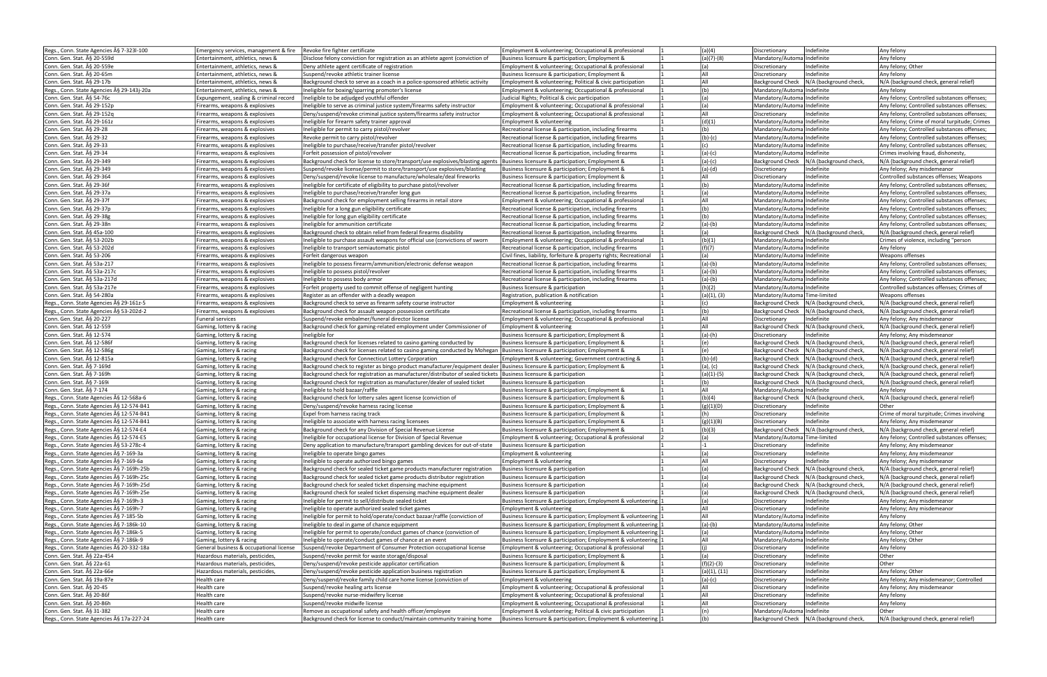| | | | | | | | | |
|---|---|---|---|---|---|---|---|---|
| Regs., Conn. State Agencies Â§ 7-323l-100 | Emergency services, management & fire | Revoke fire fighter certificate | Employment & volunteering; Occupational & professional | 1 | (a)(4) | Discretionary | Indefinite | Any felony |
| Conn. Gen. Stat. Â§ 20-559d | Entertainment, athletics, news & | Disclose felony conviction for registration as an athlete agent (conviction of | Business licensure & participation; Employment & | 1 | (a)(7)-(8) | Mandatory/Automa | Indefinite | Any felony |
| Conn. Gen. Stat. Â§ 20-559e | Entertainment, athletics, news & | Deny athlete agent certificate of registration | Employment & volunteering; Occupational & professional | 1 | (a) | Discretionary | Indefinite | Any felony; Other |
| Conn. Gen. Stat. Â§ 20-65m | Entertainment, athletics, news & | Suspend/revoke athletic trainer license | Business licensure & participation; Employment & | 1 | All | Discretionary | Indefinite | Any felony |
| Conn. Gen. Stat. Â§ 29-17b | Entertainment, athletics, news & | Background check to serve as a coach in a police-sponsored athletic activity | Employment & volunteering; Political & civic participation | 1 | All | Background Check | N/A (background check, | N/A (background check, general relief) |
| Regs., Conn. State Agencies Â§ 29-143j-20a | Entertainment, athletics, news & | Ineligible for boxing/sparring promoter's license | Employment & volunteering; Occupational & professional | 1 | (b) | Mandatory/Automa | Indefinite | Any felony |
| Conn. Gen. Stat. Â§ 54-76c | Expungement, sealing & criminal record | Ineligible to be adjudged youthful offender | Judicial Rights; Political & civic participation | 1 | (a) | Mandatory/Automa | Indefinite | Any felony; Controlled substances offenses; |
| Conn. Gen. Stat. Â§ 29-152p | Firearms, weapons & explosives | Ineligible to serve as criminal justice system/firearms safety instructor | Employment & volunteering; Occupational & professional | 1 | (a) | Mandatory/Automa | Indefinite | Any felony; Controlled substances offenses; |
| Conn. Gen. Stat. Â§ 29-152q | Firearms, weapons & explosives | Deny/suspend/revoke criminal justice system/firearms safety instructor | Employment & volunteering; Occupational & professional | 1 | All | Discretionary | Indefinite | Any felony; Controlled substances offenses; |
| Conn. Gen. Stat. Â§ 29-161z | Firearms, weapons & explosives | Ineligible for firearm safety trainer approval | Employment & volunteering | 1 | (d)(1) | Mandatory/Automa | Indefinite | Any felony; Crime of moral turpitude; Crimes |
| Conn. Gen. Stat. Â§ 29-28 | Firearms, weapons & explosives | Ineligible for permit to carry pistol/revolver | Recreational license & participation, including firearms | 1 | (b) | Mandatory/Automa | Indefinite | Any felony; Controlled substances offenses; |
| Conn. Gen. Stat. Â§ 29-32 | Firearms, weapons & explosives | Revoke permit to carry pistol/revolver | Recreational license & participation, including firearms | 1 | (b)-(c) | Mandatory/Automa | Indefinite | Any felony; Controlled substances offenses; |
| Conn. Gen. Stat. Â§ 29-33 | Firearms, weapons & explosives | Ineligible to purchase/receive/transfer pistol/revolver | Recreational license & participation, including firearms | 1 | (c) | Mandatory/Automa | Indefinite | Any felony; Controlled substances offenses; |
| Conn. Gen. Stat. Â§ 29-34 | Firearms, weapons & explosives | Forfeit possession of pistol/revolver | Recreational license & participation, including firearms | 1 | (a)-(c) | Mandatory/Automa | Indefinite | Crimes involving fraud, dishonesty, |
| Conn. Gen. Stat. Â§ 29-349 | Firearms, weapons & explosives | Background check for license to store/transport/use explosives/blasting agents | Business licensure & participation; Employment & | 1 | (a)-(c) | Background Check | N/A (background check, | N/A (background check, general relief) |
| Conn. Gen. Stat. Â§ 29-349 | Firearms, weapons & explosives | Suspend/revoke license/permit to store/transport/use explosives/blasting | Business licensure & participation; Employment & | 1 | (a)-(d) | Discretionary | Indefinite | Any felony; Any misdemeanor |
| Conn. Gen. Stat. Â§ 29-364 | Firearms, weapons & explosives | Deny/suspend/revoke license to manufacture/wholesale/deal fireworks | Business licensure & participation; Employment & | 1 | All | Discretionary | Indefinite | Controlled substances offenses; Weapons |
| Conn. Gen. Stat. Â§ 29-36f | Firearms, weapons & explosives | Ineligible for certificate of eligibility to purchase pistol/revolver | Recreational license & participation, including firearms | 1 | (b) | Mandatory/Automa | Indefinite | Any felony; Controlled substances offenses; |
| Conn. Gen. Stat. Â§ 29-37a | Firearms, weapons & explosives | Ineligible to purchase/receive/transfer long gun | Recreational license & participation, including firearms | 1 | (a) | Mandatory/Automa | Indefinite | Any felony; Controlled substances offenses; |
| Conn. Gen. Stat. Â§ 29-37f | Firearms, weapons & explosives | Background check for employment selling firearms in retail store | Employment & volunteering; Occupational & professional | 1 | All | Mandatory/Automa | Indefinite | Any felony; Controlled substances offenses; |
| Conn. Gen. Stat. Â§ 29-37p | Firearms, weapons & explosives | Ineligible for a long gun eligibility certificate | Recreational license & participation, including firearms | 1 | (b) | Mandatory/Automa | Indefinite | Any felony; Controlled substances offenses; |
| Conn. Gen. Stat. Â§ 29-38g | Firearms, weapons & explosives | Ineligible for long gun eligibility certificate | Recreational license & participation, including firearms | 1 | (b) | Mandatory/Automa | Indefinite | Any felony; Controlled substances offenses; |
| Conn. Gen. Stat. Â§ 29-38n | Firearms, weapons & explosives | Ineligible for ammunition certificate | Recreational license & participation, including firearms | 2 | (a)-(b) | Mandatory/Automa | Indefinite | Any felony; Controlled substances offenses; |
| Conn. Gen. Stat. Â§ 45a-100 | Firearms, weapons & explosives | Background check to obtain relief from federal firearms disability | Recreational license & participation, including firearms | 1 | (a) | Background Check | N/A (background check, | N/A (background check, general relief) |
| Conn. Gen. Stat. Â§ 53-202b | Firearms, weapons & explosives | Ineligible to purchase assault weapons for official use (convictions of sworn | Employment & volunteering; Occupational & professional | 1 | (b)(1) | Mandatory/Automa | Indefinite | Crimes of violence, including "person |
| Conn. Gen. Stat. Â§ 53-202d | Firearms, weapons & explosives | Ineligible to transport semiautomatic pistol | Recreational license & participation, including firearms | 1 | (f)(7) | Mandatory/Automa | Indefinite | Any felony |
| Conn. Gen. Stat. Â§ 53-206 | Firearms, weapons & explosives | Forfeit dangerous weapon | Civil fines, liability, forfeiture & property rights; Recreational | 1 | (a) | Mandatory/Automa | Indefinite | Weapons offenses |
| Conn. Gen. Stat. Â§ 53a-217 | Firearms, weapons & explosives | Ineligible to possess firearm/ammunition/electronic defense weapon | Recreational license & participation, including firearms | 1 | (a)-(b) | Mandatory/Automa | Indefinite | Any felony; Controlled substances offenses; |
| Conn. Gen. Stat. Â§ 53a-217c | Firearms, weapons & explosives | Ineligible to possess pistol/revolver | Recreational license & participation, including firearms | 1 | (a)-(b) | Mandatory/Automa | Indefinite | Any felony; Controlled substances offenses; |
| Conn. Gen. Stat. Â§ 53a-217d | Firearms, weapons & explosives | Ineligible to possess body armor | Recreational license & participation, including firearms | 1 | (a)-(b) | Mandatory/Automa | Indefinite | Any felony; Controlled substances offenses; |
| Conn. Gen. Stat. Â§ 53a-217e | Firearms, weapons & explosives | Forfeit property used to commit offense of negligent hunting | Business licensure & participation | 1 | (h)(2) | Mandatory/Automa | Indefinite | Controlled substances offenses; Crimes of |
| Conn. Gen. Stat. Â§ 54-280a | Firearms, weapons & explosives | Register as an offender with a deadly weapon | Registration, publication & notification | 1 | (a)(1), (3) | Mandatory/Automa | Time-limited | Weapons offenses |
| Regs., Conn. State Agencies Â§ 29-161z-5 | Firearms, weapons & explosives | Background check to serve as firearm safety course instructor | Employment & volunteering | 1 | (c) | Background Check | N/A (background check, | N/A (background check, general relief) |
| Regs., Conn. State Agencies Â§ 53-202d-2 | Firearms, weapons & explosives | Background check for assault weapon possession certificate | Recreational license & participation, including firearms | 1 | (b) | Background Check | N/A (background check, | N/A (background check, general relief) |
| Conn. Gen. Stat. Â§ 20-227 | Funeral services | Suspend/revoke embalmer/funeral director license | Employment & volunteering; Occupational & professional | 1 | All | Discretionary | Indefinite | Any felony; Any misdemeanor |
| Conn. Gen. Stat. Â§ 12-559 | Gaming, lottery & racing | Background check for gaming-related employment under Commissioner of | Employment & volunteering | 1 | All | Background Check | N/A (background check, | N/A (background check, general relief) |
| Conn. Gen. Stat. Â§ 12-574 | Gaming, lottery & racing | Ineligible for | Business licensure & participation; Employment & | 1 | (a)-(h) | Discretionary | Indefinite | Any felony; Any misdemeanor |
| Conn. Gen. Stat. Â§ 12-586f | Gaming, lottery & racing | Background check for licenses related to casino gaming conducted by | Business licensure & participation; Employment & | 1 | (e) | Background Check | N/A (background check, | N/A (background check, general relief) |
| Conn. Gen. Stat. Â§ 12-586g | Gaming, lottery & racing | Background check for licenses related to casino gaming conducted by Mohegan | Business licensure & participation; Employment & | 1 | (e) | Background Check | N/A (background check, | N/A (background check, general relief) |
| Conn. Gen. Stat. Â§ 12-815a | Gaming, lottery & racing | Background check for Connecticut Lottery Corporation | Employment & volunteering; Government contracting & | 1 | (b)-(d) | Background Check | N/A (background check, | N/A (background check, general relief) |
| Conn. Gen. Stat. Â§ 7-169d | Gaming, lottery & racing | Background check to register as bingo product manufacturer/equipment dealer | Business licensure & participation; Employment & | 1 | (a), (c) | Background Check | N/A (background check, | N/A (background check, general relief) |
| Conn. Gen. Stat. Â§ 7-169h | Gaming, lottery & racing | Background check for registration as manufacturer/distributor of sealed tickets | Business licensure & participation | 1 | (a)(1)-(5) | Background Check | N/A (background check, | N/A (background check, general relief) |
| Conn. Gen. Stat. Â§ 7-169i | Gaming, lottery & racing | Background check for registration as manufacturer/dealer of sealed ticket | Business licensure & participation | 1 | (b) | Background Check | N/A (background check, | N/A (background check, general relief) |
| Conn. Gen. Stat. Â§ 7-174 | Gaming, lottery & racing | Ineligible to hold bazaar/raffle | Business licensure & participation; Employment & | 1 | All | Mandatory/Automa | Indefinite | Any felony |
| Regs., Conn. State Agencies Â§ 12-568a-6 | Gaming, lottery & racing | Background check for lottery sales agent license (conviction of | Business licensure & participation; Employment & | 1 | (b)(4) | Background Check | N/A (background check, | N/A (background check, general relief) |
| Regs., Conn. State Agencies Â§ 12-574-B41 | Gaming, lottery & racing | Deny/suspend/revoke harness racing license | Business licensure & participation; Employment & | 1 | (g)(1)(D) | Discretionary | Indefinite | Other |
| Regs., Conn. State Agencies Â§ 12-574-B41 | Gaming, lottery & racing | Expel from harness racing track | Business licensure & participation; Employment & | 1 | (h) | Discretionary | Indefinite | Crime of moral turpitude; Crimes involving |
| Regs., Conn. State Agencies Â§ 12-574-B41 | Gaming, lottery & racing | Ineligible to associate with harness racing licensees | Business licensure & participation; Employment & | 1 | (g)(1)(B) | Discretionary | Indefinite | Any felony; Any misdemeanor |
| Regs., Conn. State Agencies Â§ 12-574-E4 | Gaming, lottery & racing | Background check for any Division of Special Revenue License | Business licensure & participation; Employment & | 1 | (b)(3) | Background Check | N/A (background check, | N/A (background check, general relief) |
| Regs., Conn. State Agencies Â§ 12-574-E5 | Gaming, lottery & racing | Ineligible for occupational license for Division of Special Revenue | Employment & volunteering; Occupational & professional | 2 | (a) | Mandatory/Automa | Time-limited | Any felony; Controlled substances offenses; |
| Regs., Conn. State Agencies Â§ 53-278c-4 | Gaming, lottery & racing | Deny application to manufacture/transport gambling devices for out-of-state | Business licensure & participation | 1 | -1 | Discretionary | Indefinite | Any felony; Any misdemeanor |
| Regs., Conn. State Agencies Â§ 7-169-3a | Gaming, lottery & racing | Ineligible to operate bingo games | Employment & volunteering | 1 | (a) | Discretionary | Indefinite | Any felony; Any misdemeanor |
| Regs., Conn. State Agencies Â§ 7-169-6a | Gaming, lottery & racing | Ineligible to operate authorized bingo games | Employment & volunteering | 1 | All | Discretionary | Indefinite | Any felony; Any misdemeanor |
| Regs., Conn. State Agencies Â§ 7-169h-25b | Gaming, lottery & racing | Background check for sealed ticket game products manufacturer registration | Business licensure & participation | 1 | (a) | Background Check | N/A (background check, | N/A (background check, general relief) |
| Regs., Conn. State Agencies Â§ 7-169h-25c | Gaming, lottery & racing | Background check for sealed ticket game products distributor registration | Business licensure & participation | 1 | (a) | Background Check | N/A (background check, | N/A (background check, general relief) |
| Regs., Conn. State Agencies Â§ 7-169h-25d | Gaming, lottery & racing | Background check for sealed ticket dispensing machine equipment | Business licensure & participation | 1 | (a) | Background Check | N/A (background check, | N/A (background check, general relief) |
| Regs., Conn. State Agencies Â§ 7-169h-25e | Gaming, lottery & racing | Background check for sealed ticket dispensing machine equipment dealer | Business licensure & participation | 1 | (a) | Background Check | N/A (background check, | N/A (background check, general relief) |
| Regs., Conn. State Agencies Â§ 7-169h-3 | Gaming, lottery & racing | Ineligible for permit to sell/distribute sealed ticket | Business licensure & participation; Employment & volunteering | 1 | (a) | Discretionary | Indefinite | Any felony; Any misdemeanor |
| Regs., Conn. State Agencies Â§ 7-169h-7 | Gaming, lottery & racing | Ineligible to operate authorized sealed ticket games | Employment & volunteering | 1 | All | Discretionary | Indefinite | Any felony; Any misdemeanor |
| Regs., Conn. State Agencies Â§ 7-185-5b | Gaming, lottery & racing | Ineligible for permit to hold/operate/conduct bazaar/raffle (conviction of | Business licensure & participation; Employment & volunteering | 1 | All | Mandatory/Automa | Indefinite | Any felony |
| Regs., Conn. State Agencies Â§ 7-186k-10 | Gaming, lottery & racing | Ineligible to deal in game of chance equipment | Business licensure & participation; Employment & volunteering | 1 | (a)-(b) | Mandatory/Automa | Indefinite | Any felony; Other |
| Regs., Conn. State Agencies Â§ 7-186k-5 | Gaming, lottery & racing | Ineligible for permit to operate/conduct games of chance (conviction of | Business licensure & participation; Employment & volunteering | 1 | (a) | Mandatory/Automa | Indefinite | Any felony; Other |
| Regs., Conn. State Agencies Â§ 7-186k-9 | Gaming, lottery & racing | Ineligible to operate/conduct games of chance at an event | Business licensure & participation; Employment & volunteering | 1 | All | Mandatory/Automa | Indefinite | Any felony; Other |
| Regs., Conn. State Agencies Â§ 20-332-18a | General business & occupational license | Suspend/revoke Department of Consumer Protection occupational license | Employment & volunteering; Occupational & professional | 1 | (j) | Discretionary | Indefinite | Any felony |
| Conn. Gen. Stat. Â§ 22a-454 | Hazardous materials, pesticides, | Suspend/revoke permit for waste storage/disposal | Business licensure & participation; Employment & | 1 | (a) | Discretionary | Indefinite | Other |
| Conn. Gen. Stat. Â§ 22a-61 | Hazardous materials, pesticides, | Deny/suspend/revoke pesticide applicator certification | Business licensure & participation; Employment & | 1 | (f)(2)-(3) | Discretionary | Indefinite | Other |
| Conn. Gen. Stat. Â§ 22a-66e | Hazardous materials, pesticides, | Deny/suspend/revoke pesticide application business registration | Business licensure & participation; Employment & | 1 | (a)(1), (11) | Discretionary | Indefinite | Any felony; Other |
| Conn. Gen. Stat. Â§ 19a-87e | Health care | Deny/suspend/revoke family child care home license (conviction of | Employment & volunteering | 1 | (a)-(c) | Discretionary | Indefinite | Any felony; Any misdemeanor; Controlled |
| Conn. Gen. Stat. Â§ 20-45 | Health care | Suspend/revoke healing arts license | Employment & volunteering; Occupational & professional | 1 | All | Discretionary | Indefinite | Any felony; Any misdemeanor |
| Conn. Gen. Stat. Â§ 20-86f | Health care | Suspend/revoke nurse-midwifery license | Employment & volunteering; Occupational & professional | 1 | All | Discretionary | Indefinite | Any felony |
| Conn. Gen. Stat. Â§ 20-86h | Health care | Suspend/revoke midwife license | Employment & volunteering; Occupational & professional | 1 | All | Discretionary | Indefinite | Any felony |
| Conn. Gen. Stat. Â§ 31-382 | Health care | Remove as occupational safety and health officer/employee | Employment & volunteering; Political & civic participation | 1 | (n) | Mandatory/Automa | Indefinite | Other |
| Regs., Conn. State Agencies Â§ 17a-227-24 | Health care | Background check for license to conduct/maintain community training home | Business licensure & participation; Employment & volunteering | 1 | (b) | Background Check | N/A (background check, | N/A (background check, general relief) |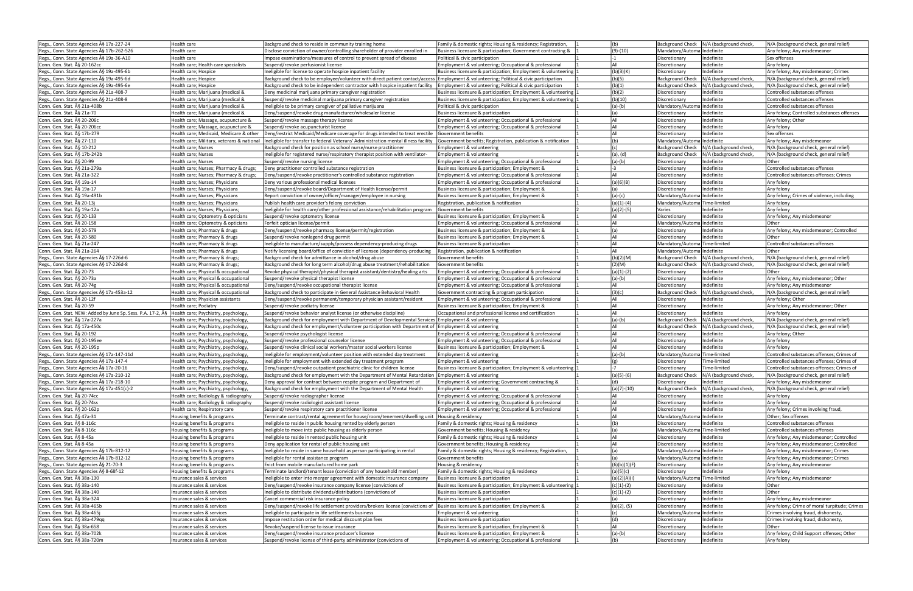| | | | | | | | | |
|---|---|---|---|---|---|---|---|---|
| Regs., Conn. State Agencies Â§ 17a-227-24 | Health care | Background check to reside in community training home | Family & domestic rights; Housing & residency; Registration, | 1 | (b) | Background Check | N/A (background check, | N/A (background check, general relief) |
| Regs., Conn. State Agencies Â§§ 17b-262-526 | Health care | Disclose conviction of owner/controlling shareholder of provider enrolled in | Business licensure & participation; Government contracting & | 1 | (9)-(10) | Mandatory/Automa | Indefinite | Any felony; Any misdemeanor |
| Regs., Conn. State Agencies Â§ 19a-36-A10 | Health care | Impose examinations/measures of control to prevent spread of disease | Political & civic participation | 1 | -1 | Discretionary | Indefinite | Sex offenses |
| Conn. Gen. Stat. Â§ 20-162cc | Health care; Health care specialists | Suspend/revoke perfusionist license | Employment & volunteering; Occupational & professional | 1 | All | Discretionary | Indefinite | Any felony |
| Regs., Conn. State Agencies Â§ 19a-495-6b | Health care; Hospice | Ineligible for license to operate hospice inpatient facility | Business licensure & participation; Employment & volunteering | 1 | (b)(3)(K) | Discretionary | Indefinite | Any felony; Any misdemeanor; Crimes |
| Regs., Conn. State Agencies Â§ 19a-495-6d | Health care; Hospice | Background check to be employee/volunteer with direct patient contact/access | Employment & volunteering; Political & civic participation | 1 | (b)(5) | Background Check | N/A (background check, | N/A (background check, general relief) |
| Regs., Conn. State Agencies Â§ 19a-495-6e | Health care; Hospice | Background check to be independent contractor with hospice inpatient facility | Employment & volunteering; Political & civic participation | 1 | (b)(1) | Background Check | N/A (background check, | N/A (background check, general relief) |
| Regs., Conn. State Agencies Â§ 21a-408-7 | Health care; Marijuana (medical & | Deny medicinal marijuana primary caregiver registration | Business licensure & participation; Employment & volunteering | 1 | (b)(2) | Discretionary | Indefinite | Controlled substances offenses |
| Regs., Conn. State Agencies Â§ 21a-408-8 | Health care; Marijuana (medical & | Suspend/revoke medicinal marijuana primary caregiver registration | Business licensure & participation; Employment & volunteering | 1 | (b)(10) | Discretionary | Indefinite | Controlled substances offenses |
| Conn. Gen. Stat. Â§ 21a-408b | Health care; Marijuana (medical & | Ineligible to be primary caregiver of palliative marijuana | Political & civic participation | 1 | (a)-(b) | Mandatory/Automa | Indefinite | Controlled substances offenses |
| Conn. Gen. Stat. Â§ 21a-70 | Health care; Marijuana (medical & | Deny/suspend/revoke drug manufacturer/wholesaler license | Business licensure & participation | 1 | (a) | Discretionary | Indefinite | Any felony; Controlled substances offenses |
| Conn. Gen. Stat. Â§ 20-206c | Health care; Massage, acupuncture & | Suspend/revoke massage therapy license | Employment & volunteering; Occupational & professional | 1 | All | Discretionary | Indefinite | Any felony; Other |
| Conn. Gen. Stat. Â§ 20-206cc | Health care; Massage, acupuncture & | Suspend/revoke acupuncturist license | Employment & volunteering; Occupational & professional | 1 | All | Discretionary | Indefinite | Any felony |
| Conn. Gen. Stat. Â§ 17b-279 | Health care; Medicaid, Medicare & other | Deny/restrict Medicaid/Medicare coverage for drugs intended to treat erectile | Government benefits | 1 | All | Discretionary | Indefinite | Sex offenses |
| Conn. Gen. Stat. Â§ 27-110 | Health care; Military, veterans & national | Ineligible for transfer to federal Veterans' Administration mental illness facility | Government benefits; Registration, publication & notification | 1 | (b) | Mandatory/Automa | Indefinite | Any felony; Any misdemeanor |
| Conn. Gen. Stat. Â§ 10-212 | Health care; Nurses | Background check for position as school nurse/nurse practitioner | Employment & volunteering | 1 | (c) | Background Check | N/A (background check, | N/A (background check, general relief) |
| Conn. Gen. Stat. Â§ 17b-242b | Health care; Nurses | Ineligible for registered nurse/respiratory therapist position with ventilator- | Employment & volunteering | 1 | (a), (d) | Background Check | N/A (background check, | N/A (background check, general relief) |
| Conn. Gen. Stat. Â§ 20-99 | Health care; Nurses | Suspend/revoke nursing license | Employment & volunteering; Occupational & professional | 1 | (a)-(b) | Discretionary | Indefinite | Other |
| Regs., Conn. State Agencies Â§ 21a-279a | Health care; Nurses; Pharmacy & drugs; | Deny practitioner controlled substance registration | Business licensure & participation; Employment & | 1 | -3 | Discretionary | Indefinite | Controlled substances offenses |
| Conn. Gen. Stat. Â§ 21a-322 | Health care; Nurses; Pharmacy & drugs; | Deny/suspend/revoke practitioner's controlled substance registration | Employment & volunteering; Occupational & professional | 1 | All | Discretionary | Indefinite | Controlled substances offenses; Crimes |
| Conn. Gen. Stat. Â§ 19a-14 | Health care; Nurses; Physicians | Deny various professional medical licenses | Employment & volunteering; Occupational & professional | 1 | (a)(6)(B) | Discretionary | Indefinite | Any felony |
| Conn. Gen. Stat. Â§ 19a-17 | Health care; Nurses; Physicians | Deny/suspend/revoke board/Department of Health license/permit | Business licensure & participation; Employment & | 1 | (a) | Discretionary | Indefinite | Any felony |
| Conn. Gen. Stat. Â§ 19a-491b | Health care; Nurses; Physicians | Report conviction of owner/officer/manager/employee in nursing | Business licensure & participation; Employment & | 1 | (a)-(c) | Mandatory/Automa | Indefinite | Any felony; Crimes of violence, including |
| Conn. Gen. Stat. Â§ 20-13j | Health care; Nurses; Physicians | Publish health care provider's felony conviction | Registration, publication & notification | 1 | (a)(1)-(4) | Mandatory/Automa | Time-limited | Any felony |
| Conn. Gen. Stat. Â§ 19a-12a | Health care; Nurses; Physicians; | Ineligible for health care/other professional assistance/rehabilitation program | Government benefits | 2 | (a)(2)-(5) | Varies | Indefinite | Any felony |
| Conn. Gen. Stat. Â§ 20-133 | Health care; Optometry & opticians | Suspend/revoke optometry license | Business licensure & participation; Employment & | 1 | All | Discretionary | Indefinite | Any felony; Any misdemeanor |
| Conn. Gen. Stat. Â§ 20-158 | Health care; Optometry & opticians | Forfeit optician license/permit | Employment & volunteering; Occupational & professional | 1 | All | Mandatory/Automa | Indefinite | Other |
| Conn. Gen. Stat. Â§ 20-579 | Health care; Pharmacy & drugs | Deny/suspend/revoke pharmacy license/permit/registration | Business licensure & participation; Employment & | 1 | (a) | Discretionary | Indefinite | Any felony; Any misdemeanor; Controlled |
| Conn. Gen. Stat. Â§ 20-580 | Health care; Pharmacy & drugs | Suspend/revoke nonlegend drug permit | Business licensure & participation; Employment & | 1 | All | Discretionary | Indefinite | Other |
| Conn. Gen. Stat. Â§ 21a-247 | Health care; Pharmacy & drugs | Ineligible to manufacture/supply/possess dependency-producing drugs | Business licensure & participation | 1 | All | Mandatory/Automa | Time-limited | Controlled substances offenses |
| Conn. Gen. Stat. Â§ 21a-264 | Health care; Pharmacy & drugs | Notify licensing board/office of conviction of licensee (dependency-producing | Registration, publication & notification | 1 | All | Mandatory/Automa | Indefinite | Other |
| Regs., Conn. State Agencies Â§ 17-226d-6 | Health care; Pharmacy & drugs; | Background check for admittance in alcohol/drug abuse | Government benefits | 1 | (b)(2)(M) | Background Check | N/A (background check, | N/A (background check, general relief) |
| Regs., Conn. State Agencies Â§ 17-226d-8 | Health care; Pharmacy & drugs; | Background check for long term alcohol/drug abuse treatment/rehabilitation | Government benefits | 1 | (2)(M) | Background Check | N/A (background check, | N/A (background check, general relief) |
| Conn. Gen. Stat. Â§ 20-73 | Health care; Physical & occupational | Revoke physical therapist/physical therapist assistant/dentistry/healing arts | Employment & volunteering; Occupational & professional | 1 | (a)(1)-(2) | Discretionary | Indefinite | Other |
| Conn. Gen. Stat. Â§ 20-73a | Health care; Physical & occupational | Suspend/revoke physical therapist license | Employment & volunteering; Occupational & professional | 1 | (a)-(b) | Discretionary | Indefinite | Any felony; Any misdemeanor; Other |
| Conn. Gen. Stat. Â§ 20-74g | Health care; Physical & occupational | Deny/suspend/revoke occupational therapist license | Employment & volunteering; Occupational & professional | 1 | All | Discretionary | Indefinite | Any felony; Any misdemeanor |
| Regs., Conn. State Agencies Â§ 17a-453a-12 | Health care; Physical & occupational | Background check to participate in General Assistance Behavioral Health | Government contracting & program participation | 1 | (3)(c) | Background Check | N/A (background check, | N/A (background check, general relief) |
| Conn. Gen. Stat. Â§ 20-12f | Health care; Physician assistants | Deny/suspend/revoke permanent/temporary physician assistant/resident | Employment & volunteering; Occupational & professional | 1 | All | Discretionary | Indefinite | Any felony; Other |
| Conn. Gen. Stat. Â§ 20-59 | Health care; Podiatry | Suspend/revoke podiatry license | Business licensure & participation; Employment & | 1 | All | Discretionary | Indefinite | Any felony; Any misdemeanor; Other |
| Conn. Gen. Stat. NEW: Added by June Sp. Sess. P.A. 17-2, Â§ | Health care; Psychiatry, psychology, | Suspend/revoke behavior analyst license (or otherwise discipline) | Occupational and professional license and certification | 1 | All | Discretionary | Indefinite | Any felony |
| Conn. Gen. Stat. Â§ 17a-227a | Health care; Psychiatry, psychology, | Background check for employment with Department of Developmental Services | Employment & volunteering | 1 | (a)-(b) | Background Check | N/A (background check, | N/A (background check, general relief) |
| Conn. Gen. Stat. Â§ 17a-450c | Health care; Psychiatry, psychology, | Background check for employment/volunteer participation with Department of | Employment & volunteering | 1 | All | Background Check | N/A (background check, | N/A (background check, general relief) |
| Conn. Gen. Stat. Â§ 20-192 | Health care; Psychiatry, psychology, | Suspend/revoke psychologist license | Employment & volunteering; Occupational & professional | 1 | All | Discretionary | Indefinite | Any felony; Other |
| Conn. Gen. Stat. Â§ 20-195ee | Health care; Psychiatry, psychology, | Suspend/revoke professional counselor license | Employment & volunteering; Occupational & professional | 1 | All | Discretionary | Indefinite | Any felony |
| Conn. Gen. Stat. Â§ 20-195p | Health care; Psychiatry, psychology, | Suspend/revoke clinical social workers/master social workers license | Business licensure & participation; Employment & | 1 | All | Discretionary | Indefinite | Any felony |
| Regs., Conn. State Agencies Â§ 17a-147-11d | Health care; Psychiatry, psychology, | Ineligible for employment/volunteer position with extended day treatment | Employment & volunteering | 1 | (a)-(b) | Mandatory/Automa | Time-limited | Controlled substances offenses; Crimes of |
| Regs., Conn. State Agencies Â§ 17a-147-4 | Health care; Psychiatry, psychology, | Ineligible for employment with extended day treatment program | Employment & volunteering | 1 | (g) | Discretionary | Time-limited | Controlled substances offenses; Crimes of |
| Regs., Conn. State Agencies Â§ 17a-20-16 | Health care; Psychiatry, psychology, | Deny/suspend/revoke outpatient psychiatric clinic for children license | Business licensure & participation; Employment & volunteering | 1 | -7 | Discretionary | Time-limited | Controlled substances offenses; Crimes of |
| Regs., Conn. State Agencies Â§ 17a-210-12 | Health care; Psychiatry, psychology, | Background check for employment with the Department of Mental Retardation | Employment & volunteering | 1 | (a)(5)-(6) | Background Check | N/A (background check, | N/A (background check, general relief) |
| Regs., Conn. State Agencies Â§ 17a-218-10 | Health care; Psychiatry, psychology, | Deny approval for contract between respite program and Department of | Employment & volunteering; Government contracting & | 1 | (d) | Discretionary | Indefinite | Any felony; Any misdemeanor |
| Regs., Conn. State Agencies Â§ 17a-451(c)-2 | Health care; Psychiatry, psychology, | Background check for employment with the Department of Mental Health | Employment & volunteering | 1 | (a)(7)-(10) | Background Check | N/A (background check, | N/A (background check, general relief) |
| Conn. Gen. Stat. Â§ 20-74cc | Health care; Radiology & radiography | Suspend/revoke radiographer license | Employment & volunteering; Occupational & professional | 1 | All | Discretionary | Indefinite | Any felony |
| Conn. Gen. Stat. Â§ 20-74ss | Health care; Radiology & radiography | Suspend/revoke radiologist assistant license | Employment & volunteering; Occupational & professional | 1 | All | Discretionary | Indefinite | Any felony |
| Conn. Gen. Stat. Â§ 20-162p | Health care; Respiratory care | Suspend/revoke respiratory care practitioner license | Employment & volunteering; Occupational & professional | 1 | All | Discretionary | Indefinite | Any felony; Crimes involving fraud, |
| Conn. Gen. Stat. Â§ 47a-31 | Housing benefits & programs | Terminate contract/rental agreement for house/room/tenement/dwelling unit | Housing & residency | 1 | All | Mandatory/Automa | Indefinite | Other; Sex offenses |
| Conn. Gen. Stat. Â§ 8-116c | Housing benefits & programs | Ineligible to reside in public housing rented by elderly person | Family & domestic rights; Housing & residency | 1 | (b) | Discretionary | Indefinite | Controlled substances offenses |
| Conn. Gen. Stat. Â§ 8-116c | Housing benefits & programs | Ineligible to move into public housing as elderly person | Government benefits; Housing & residency | 1 | (a) | Mandatory/Automa | Time-limited | Controlled substances offenses |
| Conn. Gen. Stat. Â§ 8-45a | Housing benefits & programs | Ineligible to reside in rented public housing unit | Family & domestic rights; Housing & residency | 1 | All | Discretionary | Indefinite | Any felony; Any misdemeanor; Controlled |
| Conn. Gen. Stat. Â§ 8-45a | Housing benefits & programs | Deny application for rental of public housing unit | Government benefits; Housing & residency | 1 | All | Discretionary | Indefinite | Any felony; Any misdemeanor; Controlled |
| Regs., Conn. State Agencies Â§ 17b-812-12 | Housing benefits & programs | Ineligible to reside in same household as person participating in rental | Family & domestic rights; Housing & residency; Registration, | 1 | (a) | Mandatory/Automa | Indefinite | Any felony; Any misdemeanor; Crimes |
| Regs., Conn. State Agencies Â§ 17b-812-12 | Housing benefits & programs | Ineligible for rental assistance program | Government benefits | 1 | (a) | Mandatory/Automa | Indefinite | Any felony; Any misdemeanor; Crimes |
| Regs., Conn. State Agencies Â§ 21-70-3 | Housing benefits & programs | Evict from mobile manufactured home park | Housing & residency | 1 | (6)(b)(1)(F) | Discretionary | Indefinite | Any felony; Any misdemeanor |
| Regs., Conn. State Agencies Â§ 8-68f-12 | Housing benefits & programs | Terminate landlord/tenant lease (conviction of any household member) | Family & domestic rights; Housing & residency | 1 | (a)(5)(c) | Discretionary | Indefinite | Any felony |
| Conn. Gen. Stat. Â§ 38a-130 | Insurance sales & services | Ineligible to enter into merger agreement with domestic insurance company | Business licensure & participation | 1 | (a)(2)(A)(i) | Mandatory/Automa | Time-limited | Any felony; Any misdemeanor |
| Conn. Gen. Stat. Â§ 38a-140 | Insurance sales & services | Deny/suspend/revoke insurance company license (convictions of | Business licensure & participation; Employment & volunteering | 1 | (c)(1)-(2) | Discretionary | Indefinite | Other |
| Conn. Gen. Stat. Â§ 38a-140 | Insurance sales & services | Ineligible to distribute dividends/distributions (convictions of | Business licensure & participation | 1 | (c)(1)-(2) | Discretionary | Indefinite | Other |
| Conn. Gen. Stat. Â§ 38a-324 | Insurance sales & services | Cancel commercial risk insurance policy | Business licensure & participation | 1 | (a) | Discretionary | Indefinite | Any felony; Any misdemeanor |
| Conn. Gen. Stat. Â§ 38a-465b | Insurance sales & services | Deny/suspend/revoke life settlement providers/brokers license (convictions of | Business licensure & participation; Employment & | 2 | (a)(2), (5) | Discretionary | Indefinite | Any felony; Crime of moral turpitude; Crimes |
| Conn. Gen. Stat. Â§ 38a-465j | Insurance sales & services | Ineligible to participate in life settlements business | Employment & volunteering | 1 | (c) | Mandatory/Automa | Indefinite | Crimes involving fraud, dishonesty, |
| Conn. Gen. Stat. Â§ 38a-479qq | Insurance sales & services | Impose restitution order for medical discount plan fees | Business licensure & participation | 1 | (d) | Discretionary | Indefinite | Crimes involving fraud, dishonesty, |
| Conn. Gen. Stat. Â§ 38a-658 | Insurance sales & services | Revoke/suspend license to issue insurance | Business licensure & participation; Employment & | 1 | All | Discretionary | Indefinite | Other |
| Conn. Gen. Stat. Â§ 38a-702k | Insurance sales & services | Deny/suspend/revoke insurance producer's license | Business licensure & participation; Employment & | 1 | (a)-(b) | Discretionary | Indefinite | Any felony; Child Support offenses; Other |
| Conn. Gen. Stat. Â§ 38a-720m | Insurance sales & services | Suspend/revoke license of third-party administrator (convictions of | Employment & volunteering; Occupational & professional | 1 | (b) | Discretionary | Indefinite | Any felony |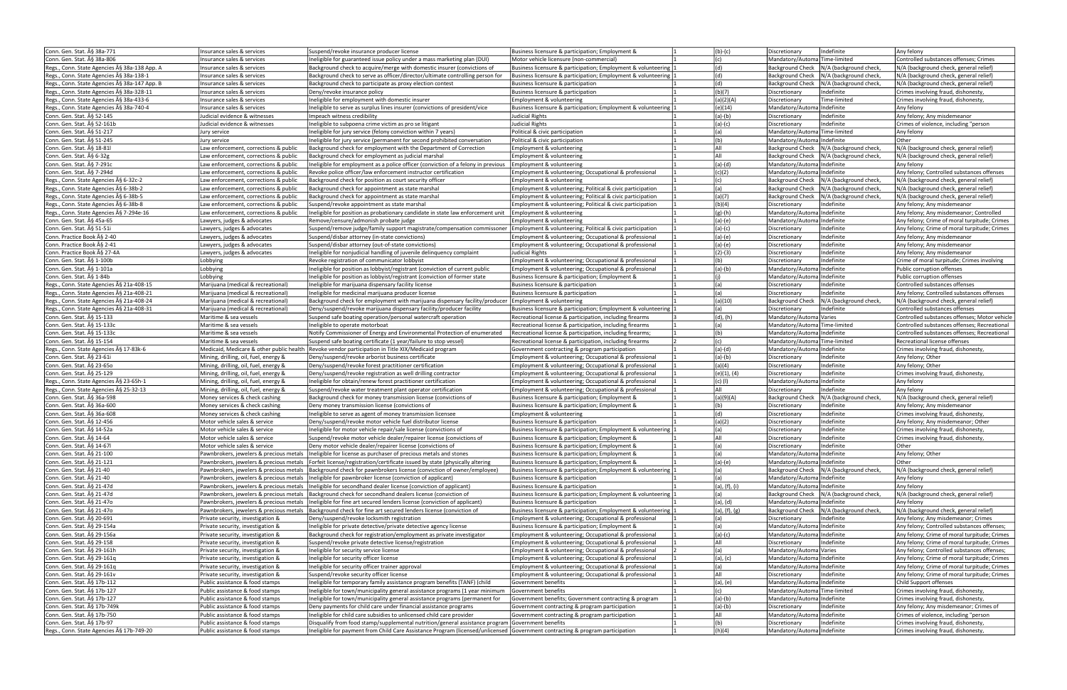| Conn. Gen. Stat. Â§ 38a-771 | Insurance sales & services | Suspend/revoke insurance producer license | Business licensure & participation; Employment & | 1 | (b)-(c) | Discretionary | Indefinite | Any felony |
|---|---|---|---|---|---|---|---|---|
| Conn. Gen. Stat. Â§ 38a-806 | Insurance sales & services | Ineligible for guaranteed issue policy under a mass marketing plan (DUI) | Motor vehicle licensure (non-commercial) | 1 | (c) | Mandatory/Automa | Time-limited | Controlled substances offenses; Crimes |
| Regs., Conn. State Agencies Â§ 38a-138 App. A | Insurance sales & services | Background check to acquire/merge with domestic insurer (convictions of | Business licensure & participation; Employment & volunteering | 1 | (d) | Background Check | N/A (background check, | N/A (background check, general relief) |
| Regs., Conn. State Agencies Â§ 38a-138-1 | Insurance sales & services | Background check to serve as officer/director/ultimate controlling person for | Business licensure & participation; Employment & volunteering | 1 | (d) | Background Check | N/A (background check, | N/A (background check, general relief) |
| Regs., Conn. State Agencies Â§ 38a-147 App. B | Insurance sales & services | Background check to participate as proxy election contest | Business licensure & participation | 1 | (d) | Background Check | N/A (background check, | N/A (background check, general relief) |
| Regs., Conn. State Agencies Â§ 38a-328-11 | Insurance sales & services | Deny/revoke insurance policy | Business licensure & participation | 1 | (b)(7) | Discretionary | Indefinite | Crimes involving fraud, dishonesty, |
| Regs., Conn. State Agencies Â§ 38a-433-6 | Insurance sales & services | Ineligible for employment with domestic insurer | Employment & volunteering | 1 | (a)(2)(A) | Discretionary | Time-limited | Crimes involving fraud, dishonesty, |
| Regs., Conn. State Agencies Â§ 38a-740-4 | Insurance sales & services | Ineligible to serve as surplus lines insurer (convictions of president/vice | Business licensure & participation; Employment & volunteering | 1 | (e)(14) | Mandatory/Automa | Indefinite | Any felony |
| Conn. Gen. Stat. Â§ 52-145 | Judicial evidence & witnesses | Impeach witness credibility | Judicial Rights | 1 | (a)-(b) | Discretionary | Indefinite | Any felony; Any misdemeanor |
| Conn. Gen. Stat. Â§ 52-161b | Judicial evidence & witnesses | Ineligible to subpoena crime victim as pro se litigant | Judicial Rights | 1 | (a)-(c) | Discretionary | Indefinite | Crimes of violence, including "person |
| Conn. Gen. Stat. Â§ 51-217 | Jury service | Ineligible for jury service (felony conviction within 7 years) | Political & civic participation | 1 | (a) | Mandatory/Automa | Time-limited | Any felony |
| Conn. Gen. Stat. Â§ 51-245 | Jury service | Ineligible for jury service (permanent for second prohibited conversation | Political & civic participation | 1 | (b) | Mandatory/Automa | Indefinite | Other |
| Conn. Gen. Stat. Â§ 18-81l | Law enforcement, corrections & public | Background check for employment with the Department of Correction | Employment & volunteering | 1 | All | Background Check | N/A (background check, | N/A (background check, general relief) |
| Conn. Gen. Stat. Â§ 6-32g | Law enforcement, corrections & public | Background check for employment as judicial marshal | Employment & volunteering | 1 | All | Background Check | N/A (background check, | N/A (background check, general relief) |
| Conn. Gen. Stat. Â§ 7-291c | Law enforcement, corrections & public | Ineligible for employment as a police officer (conviction of a felony in previous | Employment & volunteering | 1 | (a)-(d) | Mandatory/Automa | Indefinite | Any felony |
| Conn. Gen. Stat. Â§ 7-294d | Law enforcement, corrections & public | Revoke police officer/law enforcement instructor certification | Employment & volunteering; Occupational & professional | 1 | (c)(2) | Mandatory/Automa | Indefinite | Any felony; Controlled substances offenses |
| Regs., Conn. State Agencies Â§ 6-32c-2 | Law enforcement, corrections & public | Background check for position as court security officer | Employment & volunteering | 1 | (c) | Background Check | N/A (background check, | N/A (background check, general relief) |
| Regs., Conn. State Agencies Â§ 6-38b-2 | Law enforcement, corrections & public | Background check for appointment as state marshal | Employment & volunteering; Political & civic participation | 1 | (a) | Background Check | N/A (background check, | N/A (background check, general relief) |
| Regs., Conn. State Agencies Â§ 6-38b-5 | Law enforcement, corrections & public | Background check for appointment as state marshal | Employment & volunteering; Political & civic participation | 1 | (a)(7) | Background Check | N/A (background check, | N/A (background check, general relief) |
| Regs., Conn. State Agencies Â§ 6-38b-8 | Law enforcement, corrections & public | Suspend/revoke appointment as state marshal | Employment & volunteering; Political & civic participation | 1 | (b)(4) | Discretionary | Indefinite | Any felony; Any misdemeanor |
| Regs., Conn. State Agencies Â§ 7-294e-16 | Law enforcement, corrections & public | Ineligible for position as probationary candidate in state law enforcement unit | Employment & volunteering | 1 | (g)-(h) | Mandatory/Automa | Indefinite | Any felony; Any misdemeanor; Controlled |
| Conn. Gen. Stat. Â§ 45a-65 | Lawyers, judges & advocates | Remove/censure/admonish probate judge | Employment & volunteering | 1 | (a)-(e) | Mandatory/Automa | Indefinite | Any felony; Crime of moral turpitude; Crimes |
| Conn. Gen. Stat. Â§ 51-51i | Lawyers, judges & advocates | Suspend/remove judge/family support magistrate/compensation commissioner | Employment & volunteering; Political & civic participation | 1 | (a)-(c) | Discretionary | Indefinite | Any felony; Crime of moral turpitude; Crimes |
| Conn. Practice Book Â§ 2-40 | Lawyers, judges & advocates | Suspend/disbar attorney (in-state convictions) | Employment & volunteering; Occupational & professional | 1 | (a)-(e) | Discretionary | Indefinite | Any felony; Any misdemeanor |
| Conn. Practice Book Â§ 2-41 | Lawyers, judges & advocates | Suspend/disbar attorney (out-of-state convictions) | Employment & volunteering; Occupational & professional | 1 | (a)-(e) | Discretionary | Indefinite | Any felony; Any misdemeanor |
| Conn. Practice Book Â§ 27-4A | Lawyers, judges & advocates | Ineligible for nonjudicial handling of juvenile delinquency complaint | Judicial Rights | 1 | (2)-(3) | Discretionary | Indefinite | Any felony; Any misdemeanor |
| Conn. Gen. Stat. Â§ 1-100b | Lobbying | Revoke registration of communicator lobbyist | Employment & volunteering; Occupational & professional | 1 | (b) | Discretionary | Indefinite | Crime of moral turpitude; Crimes involving |
| Conn. Gen. Stat. Â§ 1-101a | Lobbying | Ineligible for position as lobbyist/registrant (conviction of current public | Employment & volunteering; Occupational & professional | 1 | (a)-(b) | Mandatory/Automa | Indefinite | Public corruption offenses |
| Conn. Gen. Stat. Â§ 1-84b | Lobbying | Ineligible for position as lobbyist/registrant (conviction of former state | Business licensure & participation; Employment & | 1 | (j) | Mandatory/Automa | Indefinite | Public corruption offenses |
| Regs., Conn. State Agencies Â§ 21a-408-15 | Marijuana (medical & recreational) | Ineligible for marijuana dispensary facility license | Business licensure & participation | 1 | (a) | Discretionary | Indefinite | Controlled substances offenses |
| Regs., Conn. State Agencies Â§ 21a-408-21 | Marijuana (medical & recreational) | Ineligible for medicinal marijuana producer license | Business licensure & participation | 1 | (a) | Discretionary | Indefinite | Any felony; Controlled substances offenses |
| Regs., Conn. State Agencies Â§ 21a-408-24 | Marijuana (medical & recreational) | Background check for employment with marijuana dispensary facility/producer | Employment & volunteering | 1 | (a)(10) | Background Check | N/A (background check, | N/A (background check, general relief) |
| Regs., Conn. State Agencies Â§ 21a-408-31 | Marijuana (medical & recreational) | Deny/suspend/revoke marijuana dispensary facility/producer facility | Business licensure & participation; Employment & volunteering | 1 | (a) | Discretionary | Indefinite | Controlled substances offenses |
| Conn. Gen. Stat. Â§ 15-133 | Maritime & sea vessels | Suspend safe boating operation/personal watercraft operation | Recreational license & participation, including firearms | 3 | (d), (h) | Mandatory/Automa | Varies | Controlled substances offenses; Motor vehicle |
| Conn. Gen. Stat. Â§ 15-133c | Maritime & sea vessels | Ineligible to operate motorboat | Recreational license & participation, including firearms | 1 | (a) | Mandatory/Automa | Time-limited | Controlled substances offenses; Recreational |
| Conn. Gen. Stat. Â§ 15-133c | Maritime & sea vessels | Notify Commissioner of Energy and Environmental Protection of enumerated | Recreational license & participation, including firearms; | 1 | (b) | Mandatory/Automa | Indefinite | Controlled substances offenses; Recreational |
| Conn. Gen. Stat. Â§ 15-154 | Maritime & sea vessels | Suspend safe boating certificate (1 year/failure to stop vessel) | Recreational license & participation, including firearms | 2 | (c) | Mandatory/Automa | Time-limited | Recreational license offenses |
| Regs., Conn. State Agencies Â§ 17-83k-6 | Medicaid, Medicare & other public health | Revoke vendor participation in Title XIX/Medicaid program | Government contracting & program participation | 1 | (a)-(d) | Mandatory/Automa | Indefinite | Crimes involving fraud, dishonesty, |
| Conn. Gen. Stat. Â§ 23-61i | Mining, drilling, oil, fuel, energy & | Deny/suspend/revoke arborist business certificate | Employment & volunteering; Occupational & professional | 1 | (a)-(b) | Discretionary | Indefinite | Any felony; Other |
| Conn. Gen. Stat. Â§ 23-65o | Mining, drilling, oil, fuel, energy & | Deny/suspend/revoke forest practitioner certification | Employment & volunteering; Occupational & professional | 1 | (a)(4) | Discretionary | Indefinite | Any felony; Other |
| Conn. Gen. Stat. Â§ 25-129 | Mining, drilling, oil, fuel, energy & | Deny/suspend/revoke registration as well drilling contractor | Employment & volunteering; Occupational & professional | 1 | (e)(1), (4) | Discretionary | Indefinite | Crimes involving fraud, dishonesty, |
| Regs., Conn. State Agencies Â§ 23-65h-1 | Mining, drilling, oil, fuel, energy & | Ineligible to obtain/renew forest practitioner certification | Employment & volunteering; Occupational & professional | 1 | (c) (l) | Mandatory/Automa | Indefinite | Any felony |
| Regs., Conn. State Agencies Â§ 25-32-13 | Mining, drilling, oil, fuel, energy & | Suspend/revoke water treatment plant operator certification | Employment & volunteering; Occupational & professional | 1 | All | Discretionary | Indefinite | Any felony |
| Conn. Gen. Stat. Â§ 36a-598 | Money services & check cashing | Background check for money transmission license (convictions of | Business licensure & participation; Employment & | 1 | (a)(9)(A) | Background Check | N/A (background check, | N/A (background check, general relief) |
| Conn. Gen. Stat. Â§ 36a-600 | Money services & check cashing | Deny money transmission license (convictions of | Business licensure & participation; Employment & | 1 | (b) | Discretionary | Indefinite | Any felony; Any misdemeanor |
| Conn. Gen. Stat. Â§ 36a-608 | Money services & check cashing | Ineligible to serve as agent of money transmission licensee | Employment & volunteering | 1 | (d) | Discretionary | Indefinite | Crimes involving fraud, dishonesty, |
| Conn. Gen. Stat. Â§ 12-456 | Motor vehicle sales & service | Deny/suspend/revoke motor vehicle fuel distributor license | Business licensure & participation | 1 | (a)(2) | Discretionary | Indefinite | Any felony; Any misdemeanor; Other |
| Conn. Gen. Stat. Â§ 14-52a | Motor vehicle sales & service | Ineligible for motor vehicle repair/sale license (convictions of | Business licensure & participation; Employment & volunteering | 1 | (a) | Discretionary | Indefinite | Crimes involving fraud, dishonesty, |
| Conn. Gen. Stat. Â§ 14-64 | Motor vehicle sales & service | Suspend/revoke motor vehicle dealer/repairer license (convictions of | Business licensure & participation; Employment & | 1 | All | Discretionary | Indefinite | Crimes involving fraud, dishonesty, |
| Conn. Gen. Stat. Â§ 14-67l | Motor vehicle sales & service | Deny motor vehicle dealer/repairer license (convictions of | Business licensure & participation; Employment & | 1 | (a) | Discretionary | Indefinite | Other |
| Conn. Gen. Stat. Â§ 21-100 | Pawnbrokers, jewelers & precious metals | Ineligible for license as purchaser of precious metals and stones | Business licensure & participation; Employment & | 1 | (a) | Mandatory/Automa | Indefinite | Any felony; Other |
| Conn. Gen. Stat. Â§ 21-121 | Pawnbrokers, jewelers & precious metals | Forfeit license/registration/certificate issued by state (physically altering | Business licensure & participation; Employment & | 1 | (a)-(e) | Mandatory/Automa | Indefinite | Other |
| Conn. Gen. Stat. Â§ 21-40 | Pawnbrokers, jewelers & precious metals | Background check for pawnbrokers license (conviction of owner/employee) | Business licensure & participation; Employment & volunteering | 1 | (a) | Background Check | N/A (background check, | N/A (background check, general relief) |
| Conn. Gen. Stat. Â§ 21-40 | Pawnbrokers, jewelers & precious metals | Ineligible for pawnbroker license (conviction of applicant) | Business licensure & participation | 1 | (a) | Mandatory/Automa | Indefinite | Any felony |
| Conn. Gen. Stat. Â§ 21-47d | Pawnbrokers, jewelers & precious metals | Ineligible for secondhand dealer license (conviction of applicant) | Business licensure & participation | 1 | (a), (f), (i) | Mandatory/Automa | Indefinite | Any felony |
| Conn. Gen. Stat. Â§ 21-47d | Pawnbrokers, jewelers & precious metals | Background check for secondhand dealers license (conviction of | Business licensure & participation; Employment & volunteering | 1 | (a) | Background Check | N/A (background check, | N/A (background check, general relief) |
| Conn. Gen. Stat. Â§ 21-47o | Pawnbrokers, jewelers & precious metals | Ineligible for fine art secured lenders license (conviction of applicant) | Business licensure & participation | 1 | (a), (d) | Mandatory/Automa | Indefinite | Any felony |
| Conn. Gen. Stat. Â§ 21-47o | Pawnbrokers, jewelers & precious metals | Background check for fine art secured lenders license (conviction of | Business licensure & participation; Employment & volunteering | 1 | (a), (f), (g) | Background Check | N/A (background check, | N/A (background check, general relief) |
| Conn. Gen. Stat. Â§ 20-691 | Private security, investigation & | Deny/suspend/revoke locksmith registration | Employment & volunteering; Occupational & professional | 1 | (a) | Discretionary | Indefinite | Any felony; Any misdemeanor; Crimes |
| Conn. Gen. Stat. Â§ 29-154a | Private security, investigation & | Ineligible for private detective/private detective agency license | Business licensure & participation; Employment & | 1 | (a) | Mandatory/Automa | Indefinite | Any felony; Controlled substances offenses; |
| Conn. Gen. Stat. Â§ 29-156a | Private security, investigation & | Background check for registration/employment as private investigator | Employment & volunteering; Occupational & professional | 1 | (a)-(c) | Mandatory/Automa | Indefinite | Any felony; Crime of moral turpitude; Crimes |
| Conn. Gen. Stat. Â§ 29-158 | Private security, investigation & | Suspend/revoke private detective license/registration | Employment & volunteering; Occupational & professional | 1 | All | Discretionary | Indefinite | Any felony; Crime of moral turpitude; Crimes |
| Conn. Gen. Stat. Â§ 29-161h | Private security, investigation & | Ineligible for security service license | Employment & volunteering; Occupational & professional | 2 | (a) | Mandatory/Automa | Varies | Any felony; Controlled substances offenses; |
| Conn. Gen. Stat. Â§ 29-161q | Private security, investigation & | Ineligible for security officer license | Employment & volunteering; Occupational & professional | 1 | (a), (c) | Mandatory/Automa | Indefinite | Any felony; Crime of moral turpitude; Crimes |
| Conn. Gen. Stat. Â§ 29-161q | Private security, investigation & | Ineligible for security officer trainer approval | Employment & volunteering; Occupational & professional | 1 | (a) | Mandatory/Automa | Indefinite | Any felony; Crime of moral turpitude; Crimes |
| Conn. Gen. Stat. Â§ 29-161v | Private security, investigation & | Suspend/revoke security officer license | Employment & volunteering; Occupational & professional | 1 | All | Discretionary | Indefinite | Any felony; Crime of moral turpitude; Crimes |
| Conn. Gen. Stat. Â§ 17b-112 | Public assistance & food stamps | Ineligible for temporary family assistance program benefits (TANF) (child | Government benefits | 1 | (a), (e) | Mandatory/Automa | Indefinite | Child Support offenses |
| Conn. Gen. Stat. Â§ 17b-127 | Public assistance & food stamps | Ineligible for town/municipality general assistance programs (1 year minimum | Government benefits | 1 | (c) | Mandatory/Automa | Time-limited | Crimes involving fraud, dishonesty, |
| Conn. Gen. Stat. Â§ 17b-127 | Public assistance & food stamps | Ineligible for town/municipality general assistance programs (permanent for | Government benefits; Government contracting & program | 1 | (a)-(b) | Mandatory/Automa | Indefinite | Crimes involving fraud, dishonesty, |
| Conn. Gen. Stat. Â§ 17b-749k | Public assistance & food stamps | Deny payments for child care under financial assistance programs | Government contracting & program participation | 1 | (a)-(b) | Discretionary | Indefinite | Any felony; Any misdemeanor; Crimes of |
| Conn. Gen. Stat. Â§ 17b-750 | Public assistance & food stamps | Ineligible for child care subsidies to unlicensed child care provider | Government contracting & program participation | 1 | All | Mandatory/Automa | Indefinite | Crimes of violence, including "person |
| Conn. Gen. Stat. Â§ 17b-97 | Public assistance & food stamps | Disqualify from food stamp/supplemental nutrition/general assistance program | Government benefits | 1 | (b) | Discretionary | Indefinite | Crimes involving fraud, dishonesty, |
| Regs., Conn. State Agencies Â§ 17b-749-20 | Public assistance & food stamps | Ineligible for payment from Child Care Assistance Program (licensed/unlicensed | Government contracting & program participation | 1 | (h)(4) | Mandatory/Automa | Indefinite | Crimes involving fraud, dishonesty, |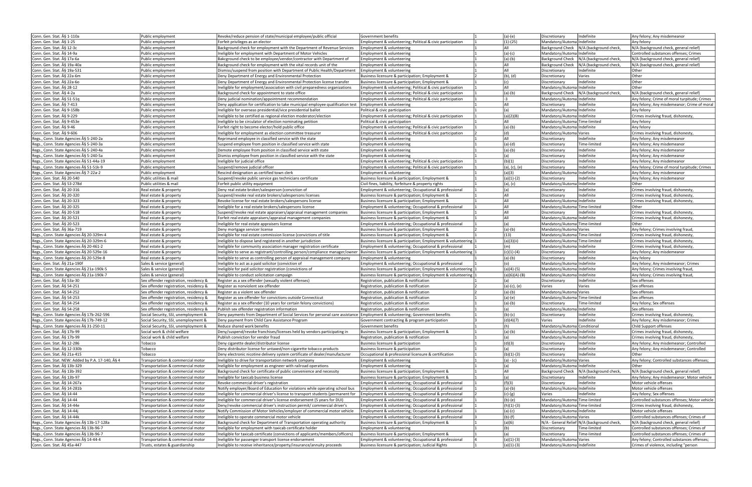| | | | | | | | | |
|---|---|---|---|---|---|---|---|---|
| Conn. Gen. Stat. § 1-110a | Public employment | Revoke/reduce pension of state/municipal employee/public official | Government benefits | 1 | (a)-(e) | Discretionary | Indefinite | Any felony; Any misdemeanor |
| Conn. Gen. Stat. § 1-25 | Public employment | Forfeit privileges as an elector | Employment & volunteering; Political & civic participation | 1 | (1)-(25) | Mandatory/Automa | Indefinite | Any felony |
| Conn. Gen. Stat. § 12-3c | Public employment | Background check for employment with the Department of Revenue Services | Employment & volunteering | 1 | All | Background Check | N/A (background check, | N/A (background check, general relief) |
| Conn. Gen. Stat. § 14-9a | Public employment | Ineligible for employment with Department of Motor Vehicles | Employment & volunteering | 1 | (a)-(c) | Mandatory/Automa | Indefinite | Controlled substances offenses; Crimes |
| Conn. Gen. Stat. § 17a-6a | Public employment | Bakcground check to be employee/vendor/contractor with Department of | Employment & volunteering | 1 | (a)-(b) | Background Check | N/A (background check, | N/A (background check, general relief) |
| Conn. Gen. Stat. § 19a-40a | Public employment | Background check for employment with the vital records unit of the | Employment & volunteering | 1 | All | Background Check | N/A (background check, | N/A (background check, general relief) |
| Conn. Gen. Stat. § 19a-531 | Public employment | Dismiss/suspend from position with Department of Public Health/Department | Employment & volunteering | 1 | All | Discretionary | Indefinite | Other |
| Conn. Gen. Stat. § 22a-6m | Public employment | Deny Department of Energy and Environmental Protection | Business licensure & participation; Employment & | 2 | (b), (d) | Discretionary | Varies | Other |
| Conn. Gen. Stat. § 22a-6o | Public employment | Deny Department of Energy and Environmental Protection license transfer | Business licensure & participation; Employment & | 1 | (c) | Discretionary | Indefinite | Other |
| Conn. Gen. Stat. § 28-12 | Public employment | Ineligible for employment/association with civil preparedness organizations | Employment & volunteering; Political & civic participation | 1 | All | Mandatory/Automa | Indefinite | Other |
| Conn. Gen. Stat. § 4-2a | Public employment | Background check for appointment to state office | Employment & volunteering; Political & civic participation | 1 | (a)-(b) | Background Check | N/A (background check, | N/A (background check, general relief) |
| Conn. Gen. Stat. § 51-51q | Public employment | Deny judicial nomination/appointment recommendation | Employment & volunteering; Political & civic participation | 1 | -3 | Mandatory/Automa | Indefinite | Any felony; Crime of moral turpitude; Crimes |
| Conn. Gen. Stat. § 7-413 | Public employment | Deny application for certification to take municipal employee qualification test | Employment & volunteering | 1 | All | Discretionary | Indefinite | Any felony; Any misdemeanor; Crime of moral |
| Conn. Gen. Stat. § 9-158b | Public employment | Ineligible for overseas presidential/vice presidential ballot | Political & civic participation | 1 | (a) | Mandatory/Automa | Indefinite | Any felony |
| Conn. Gen. Stat. § 9-229 | Public employment | Ineligible to be certified as regional election moderator/election | Employment & volunteering; Political & civic participation | 1 | (a)(2)(B) | Mandatory/Automa | Indefinite | Crimes involving fraud, dishonesty, |
| Conn. Gen. Stat. § 9-453e | Public employment | Ineligible to be circulator of election nominating petition | Political & civic participation | 1 | All | Mandatory/Automa | Time-limited | Any felony |
| Conn. Gen. Stat. § 9-46 | Public employment | Forfeit right to become elector/hold public office | Employment & volunteering; Political & civic participation | 1 | (a)-(b) | Mandatory/Automa | Indefinite | Any felony |
| Conn. Gen. Stat. § 9-606 | Public employment | Ineligible for employment as election committee treasurer | Employment & volunteering; Political & civic participation | 2 | (d) | Mandatory/Automa | Varies | Crimes involving fraud, dishonesty, |
| Regs., Conn. State Agencies § 5-240-2a | Public employment | Reprimand employee in classified service with the state | Employment & volunteering | 1 | All | Discretionary | Indefinite | Any felony; Any misdemeanor |
| Regs., Conn. State Agencies § 5-240-3a | Public employment | Suspend employee from position in classified service with state | Employment & volunteering | 1 | (a)-(d) | Discretionary | Time-limited | Any felony; Any misdemeanor |
| Regs., Conn. State Agencies § 5-240-4a | Public employment | Demote employee from position in classified service with state | Employment & volunteering | 1 | (a)-(b) | Discretionary | Indefinite | Any felony; Any misdemeanor |
| Regs., Conn. State Agencies § 5-240-5a | Public employment | Dismiss employee from position in classified service with the state | Employment & volunteering | 1 | (a) | Discretionary | Indefinite | Any felony; Any misdemeanor |
| Regs., Conn. State Agencies § 51-44a-19 | Public employment | Ineligible for judicial office | Employment & volunteering; Political & civic participation | 1 | (b)(1) | Discretionary | Indefinite | Any felony; Any misdemeanor |
| Regs., Conn. State Agencies § 51-51k-9 | Public employment | Suspend/remove judicial officer | Employment & volunteering; Political & civic participation | 1 | (a), (c), (e) | Discretionary | Indefinite | Any felony; Crime of moral turpitude; Crimes |
| Regs., Conn. State Agencies § 7-22a-2 | Public employment | Rescind designation as certified town clerk | Employment & volunteering | 1 | (a)(3) | Mandatory/Automa | Indefinite | Any felony; Any misdemeanor |
| Conn. Gen. Stat. § 20-540 | Public utilities & mail | Suspend/revoke public service gas technicians certificate | Business licensure & participation; Employment & | 1 | (a)(1)-(2) | Discretionary | Indefinite | Any felony; Any misdemeanor |
| Conn. Gen. Stat. § 53-278d | Public utilities & mail | Forfeit public utility equipment | Civil fines, liability, forfeiture & property rights | 1 | (a), (c) | Mandatory/Automa | Indefinite | Other |
| Conn. Gen. Stat. § 20-316 | Real estate & property | Deny real estate broker/salesperson (conviction of | Employment & volunteering; Occupational & professional | 1 | (a) | Discretionary | Indefinite | Crimes involving fraud, dishonesty, |
| Conn. Gen. Stat. § 20-320 | Real estate & property | Suspend/revoke real estate brokers/salespersons licenses | Business licensure & participation; Employment & | 1 | All | Discretionary | Indefinite | Crimes involving fraud, dishonesty, |
| Conn. Gen. Stat. § 20-323 | Real estate & property | Revoke license for real estate brokers/salespersons license | Business licensure & participation; Employment & | 1 | All | Mandatory/Automa | Indefinite | Crimes involving fraud, dishonesty, |
| Conn. Gen. Stat. § 20-325 | Real estate & property | Ineligible for a real estate brokers/salespersons license | Employment & volunteering; Occupational & professional | 1 | All | Mandatory/Automa | Time-limited | Other |
| Conn. Gen. Stat. § 20-518 | Real estate & property | Suspend/revoke real estate appraisers/appraisal management companies | Business licensure & participation; Employment & | 1 | All | Discretionary | Indefinite | Crimes involving fraud, dishonesty, |
| Conn. Gen. Stat. § 20-521 | Real estate & property | Forfeit real estate appraisers/appraisal management companies | Business licensure & participation; Employment & | 1 | All | Mandatory/Automa | Indefinite | Crimes involving fraud, dishonesty, |
| Conn. Gen. Stat. § 20-523 | Real estate & property | Ineligible for real estate appraisers license | Employment & volunteering; Occupational & professional | 1 | (a) | Mandatory/Automa | Time-limited | Other |
| Conn. Gen. Stat. § 36a-719 | Real estate & property | Deny mortgage servicer license | Business licensure & participation; Employment & | 2 | (a)-(b) | Mandatory/Automa | Varies | Any felony; Crimes involving fraud, |
| Regs., Conn. State Agencies § 20-329m-4 | Real estate & property | Ineligible for real estate commission license (convictions of title | Business licensure & participation; Employment & | 1 | (13) | Mandatory/Automa | Time-limited | Crimes involving fraud, dishonesty, |
| Regs., Conn. State Agencies § 20-329m-6 | Real estate & property | Ineligible to dispose land registered in another jurisdiction | Business licensure & participation; Employment & volunteering | 1 | (a)(3)(ii) | Mandatory/Automa | Time-limited | Crimes involving fraud, dishonesty, |
| Regs., Conn. State Agencies § 20-461-2 | Real estate & property | Ineligible for community association manager registration certificate | Employment & volunteering; Occupational & professional | 1 | (m) | Mandatory/Automa | Indefinite | Crimes involving fraud, dishonesty, |
| Regs., Conn. State Agencies § 20-529e-16 | Real estate & property | Ineligible to serve as registrant/controlling person/compliance manager/owner | Business licensure & participation; Employment & volunteering | 1 | (c)(1)-(4) | Discretionary | Indefinite | Any felony; Any misdemeanor |
| Regs., Conn. State Agencies § 20-529e-8 | Real estate & property | Ineligible to serve as controlling person of appraisal management company | Employment & volunteering | 1 | (a)-(b) | Mandatory/Automa | Indefinite | Any felony |
| Conn. Gen. Stat. § 21a-190f | Sales & service (general) | Ineligible to act as a paid solicitor (conviction of | Employment & volunteering; Occupational & professional | 1 | (o) | Mandatory/Automa | Indefinite | Any felony; Any misdemeanor; Crimes |
| Regs., Conn. State Agencies § 21a-190k-5 | Sales & service (general) | Ineligible for paid solicitor registration (convictions of | Business licensure & participation; Employment & volunteering | 1 | (a)(4)-(5) | Mandatory/Automa | Indefinite | Any felony; Crimes involving fraud, |
| Regs., Conn. State Agencies § 21a-190k-7 | Sales & service (general) | Ineligible to conduct solicitation campaign | Business licensure & participation; Employment & volunteering | 1 | (a)(6)(A)-(B) | Mandatory/Automa | Indefinite | Any felony; Crimes involving fraud, |
| Conn. Gen. Stat. § 53a-30 | Sex offender registration, residency & | Register as a sex offender (sexually violent offenses) | Registration, publication & notification | 1 | (a) | Discretionary | Indefinite | Sex offenses |
| Conn. Gen. Stat. § 54-251 | Sex offender registration, residency & | Register as nonviolent sex offender | Registration, publication & notification | 2 | (a)-(c), (e) | Varies | Varies | Sex offenses |
| Conn. Gen. Stat. § 54-252 | Sex offender registration, residency & | Register as a violent sex offender | Registration, publication & notification | 2 | (a)-(b) | Mandatory/Automa | Varies | Sex offenses |
| Conn. Gen. Stat. § 54-253 | Sex offender registration, residency & | Register as sex offender for convictions outside Connecticut | Registration, publication & notification | 1 | (a)-(e) | Mandatory/Automa | Time-limited | Sex offenses |
| Conn. Gen. Stat. § 54-254 | Sex offender registration, residency & | Register as a sex offender (10 years for certain felony convictions) | Registration, publication & notification | 1 | (a)-(b) | Discretionary | Time-limited | Any felony; Sex offenses |
| Conn. Gen. Stat. § 54-258 | Sex offender registration, residency & | Publish sex offender registration information | Registration, publication & notification | 1 | (a) | Mandatory/Automa | Indefinite | Sex offenses |
| Regs., Conn. State Agencies § 17b-262-596 | Social Security, SSI, unemployment & | Deny payments from Department of Social Services for personal care assistance | Employment & volunteering; Government benefits | 1 | (b)-(c) | Discretionary | Indefinite | Crimes involving fraud, dishonesty, |
| Regs., Conn. State Agencies § 17b-749-12 | Social Security, SSI, unemployment & | Deny payment from Child Care Assistance Program | Government contracting & program participation | 3 | (d)(4)(7) | Varies | Indefinite | Any felony; Any misdemeanor; Crimes |
| Regs., Conn. State Agencies § 31-250-11 | Social Security, SSI, unemployment & | Reduce shared work benefits | Government benefits | 1 | (h) | Mandatory/Automa | Conditional | Child Support offenses |
| Conn. Gen. Stat. § 17b-99 | Social work & child welfare | Deny/suspend/revoke franchises/licenses held by vendors participating in | Business licensure & participation; Employment & | 1 | (a)-(b) | Mandatory/Automa | Indefinite | Crimes involving fraud, dishonesty, |
| Conn. Gen. Stat. § 17b-99 | Social work & child welfare | Publish conviction for vendor fraud | Registration, publication & notification | 1 | (a) | Mandatory/Automa | Indefinite | Crimes involving fraud, dishonesty, |
| Conn. Gen. Stat. § 12-286 | Tobacco | Deny cigarette dealer/distributor license | Business licensure & participation | 1 | (d)(3) | Discretionary | Indefinite | Any felony; Any misdemeanor; Controlled |
| Conn. Gen. Stat. § 12-330b | Tobacco | Deny distributor license for untaxed/non-cigarette tobacco products | Business licensure & participation | 1 | (a) | Discretionary | Indefinite | Any felony; Any misdemeanor; Controlled |
| Conn. Gen. Stat. § 21a-415 | Tobacco | Deny electronic nicotine delivery system certificate of dealer/manufacturer | Occupational & professional licensure & certification | 1 | (b)(1)-(3) | Discretionary | Indefinite | Other |
| Conn. Gen. Stat. NEW: Added by P.A. 17-140, § 4 | Transportation & commercial motor | Ineligible to drive for transportation network company | Employment & volunteering | 1 | (a) - (c) | Mandatory/Automa | Varies | Any felony; Controlled substances offenses; |
| Conn. Gen. Stat. § 13b-329 | Transportation & commercial motor | Ineligible for employment as engineer with railroad operations | Employment & volunteering | 1 | (a) | Mandatory/Automa | Indefinite | Other |
| Conn. Gen. Stat. § 13b-392 | Transportation & commercial motor | Background check for certificate of public convenience and necessity | Business licensure & participation; Employment & | 1 | All | Background Check | N/A (background check, | N/A (background check, general relief) |
| Conn. Gen. Stat. § 13b-97 | Transportation & commercial motor | Ineligible for taxicab business license | Business licensure & participation; Employment & | 1 | (a) | Discretionary | Indefinite | Any felony; Any misdemeanor; Motor vehicle |
| Conn. Gen. Stat. § 14-267a | Transportation & commercial motor | Revoke commercial driver's registration | Employment & volunteering; Occupational & professional | 1 | (f)(3) | Discretionary | Indefinite | Motor vehicle offenses |
| Conn. Gen. Stat. § 14-281b | Transportation & commercial motor | Notify employer/Board of Education for violations while operating school bus | Employment & volunteering; Occupational & professional | 1 | (a)-(b) | Mandatory/Automa | Indefinite | Motor vehicle offenses |
| Conn. Gen. Stat. § 14-44 | Transportation & commercial motor | Ineligible for commercial driver's license to transport students (permanent for | Employment & volunteering; Occupational & professional | 2 | (c)-(g) | Varies | Indefinite | Any felony; Sex offenses |
| Conn. Gen. Stat. § 14-44 | Transportation & commercial motor | Ineligible for commercial driver's license endorsement (5 years for DUI) | Employment & volunteering; Occupational & professional | 1 | (b)-(e) | Mandatory/Automa | Time-limited | Controlled substances offenses; Motor vehicle |
| Conn. Gen. Stat. § 14-44e | Transportation & commercial motor | Deny/revoke commercial driver's instruction permit/ commercial driver's | Employment & volunteering; Occupational & professional | 1 | (h)(1)-(3) | Mandatory/Automa | Time-limited | Crimes involving fraud, dishonesty, |
| Conn. Gen. Stat. § 14-44j | Transportation & commercial motor | Notify Commission of Motor Vehicles/employer of commercial motor vehicle | Employment & volunteering; Occupational & professional | 1 | (a)-(c) | Mandatory/Automa | Indefinite | Motor vehicle offenses |
| Conn. Gen. Stat. § 14-44k | Transportation & commercial motor | Ineligible to operate commercial motor vehicle | Employment & volunteering; Occupational & professional | 3 | (b)-(f) | Mandatory/Automa | Varies | Controlled substances offenses; Crimes of |
| Regs., Conn. State Agencies § 13b-17-128a | Transportation & commercial motor | Background check for Department of Transportation operating authority | Business licensure & participation; Employment & | 1 | (a)(6) | N/A - General Relief | N/A (background check, | N/A (background check, general relief) |
| Regs., Conn. State Agencies § 13b-96-7 | Transportation & commercial motor | Ineligible for employment with taxicab certificate holder | Employment & volunteering | 1 | (b) | Discretionary | Time-limited | Controlled substances offenses; Crimes of |
| Regs., Conn. State Agencies § 13b-96-7 | Transportation & commercial motor | Ineligible for taxicab certificate (convictions of applicants/members/officers) | Business licensure & participation; Employment & | 1 | (a) | Discretionary | Time-limited | Controlled substances offenses; Crimes of |
| Regs., Conn. State Agencies § 14-44-4 | Transportation & commercial motor | Ineligible for passenger transport license endorsement | Employment & volunteering; Occupational & professional | 4 | (a)(1)-(3) | Mandatory/Automa | Varies | Any felony; Controlled substances offenses; |
| Conn. Gen. Stat. § 45a-447 | Trusts, estates & guardianship | Ineligible to receive inheritance/property/insurance/annuity proceeds | Business licensure & participation; Judicial Rights | 1 | (a)(1)-(3) | Mandatory/Automa | Indefinite | Crimes of violence, including "person |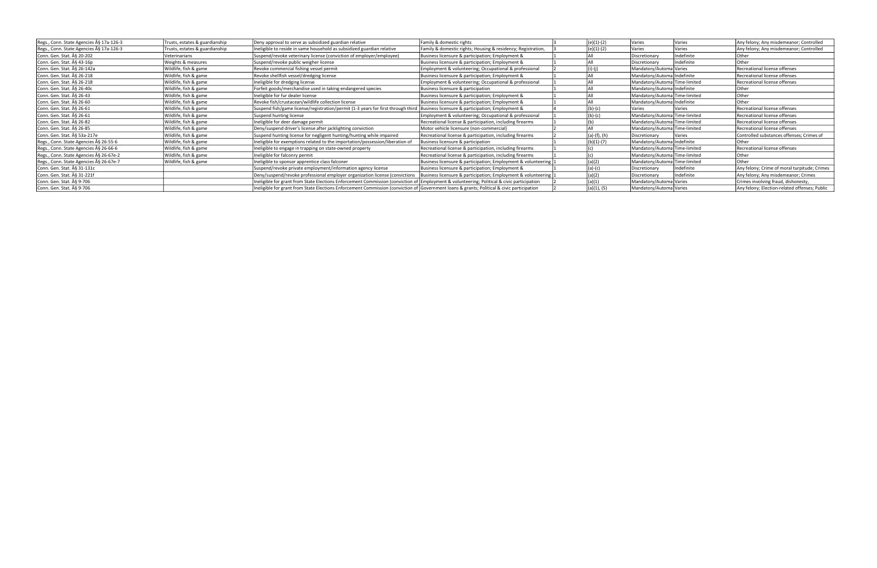| | | | | | | | | | |
|---|---|---|---|---|---|---|---|---|---|
| Regs., Conn. State Agencies Â§ 17a-126-3 | Trusts, estates & guardianship | Deny approval to serve as subsidized guardian relative | Family & domestic rights | 3 | (e)(1)-(2) | Varies | Varies | Any felony; Any misdemeanor; Controlled |
| Regs., Conn. State Agencies Â§ 17a-126-3 | Trusts, estates & guardianship | Ineligible to reside in same household as subsidized guardian relative | Family & domestic rights; Housing & residency; Registration, | 3 | (e)(1)-(2) | Varies | Varies | Any felony; Any misdemeanor; Controlled |
| Conn. Gen. Stat. Â§ 20-202 | Veterinarians | Suspend/revoke veterinary license (conviction of employer/employee) | Business licensure & participation; Employment & | 1 | All | Discretionary | Indefinite | Other |
| Conn. Gen. Stat. Â§ 43-16p | Weights & measures | Suspend/revoke public weigher license | Business licensure & participation; Employment & | 1 | All | Discretionary | Indefinite | Other |
| Conn. Gen. Stat. Â§ 26-142a | Wildlife, fish & game | Revoke commercial fishing vessel permit | Employment & volunteering; Occupational & professional | 2 | (i)-(j) | Mandatory/Automa | Varies | Recreational license offenses |
| Conn. Gen. Stat. Â§ 26-218 | Wildlife, fish & game | Revoke shellfish vessel/dredging license | Business licensure & participation; Employment & | 1 | All | Mandatory/Automa | Indefinite | Recreational license offenses |
| Conn. Gen. Stat. Â§ 26-218 | Wildlife, fish & game | Ineligible for dredging license | Employment & volunteering; Occupational & professional | 1 | All | Mandatory/Automa | Time-limited | Recreational license offenses |
| Conn. Gen. Stat. Â§ 26-40c | Wildlife, fish & game | Forfeit goods/merchandise used in taking endangered species | Business licensure & participation | 1 | All | Mandatory/Automa | Indefinite | Other |
| Conn. Gen. Stat. Â§ 26-43 | Wildlife, fish & game | Ineligible for fur dealer license | Business licensure & participation; Employment & | 1 | All | Mandatory/Automa | Time-limited | Other |
| Conn. Gen. Stat. Â§ 26-60 | Wildlife, fish & game | Revoke fish/crustacean/wildlife collection license | Business licensure & participation; Employment & | 1 | All | Mandatory/Automa | Indefinite | Other |
| Conn. Gen. Stat. Â§ 26-61 | Wildlife, fish & game | Suspend fish/game license/registration/permit (1-3 years for first through third | Business licensure & participation; Employment & | 4 | (b)-(c) | Varies | Varies | Recreational license offenses |
| Conn. Gen. Stat. Â§ 26-61 | Wildlife, fish & game | Suspend hunting license | Employment & volunteering; Occupational & professional | 1 | (b)-(c) | Mandatory/Automa | Time-limited | Recreational license offenses |
| Conn. Gen. Stat. Â§ 26-82 | Wildlife, fish & game | Ineligible for deer damage permit | Recreational license & participation, including firearms | 1 | (b) | Mandatory/Automa | Time-limited | Recreational license offenses |
| Conn. Gen. Stat. Â§ 26-85 | Wildlife, fish & game | Deny/suspend driver's license after jacklighting conviction | Motor vehicle licensure (non-commercial) | 2 | All | Mandatory/Automa | Time-limited | Recreational license offenses |
| Conn. Gen. Stat. Â§ 53a-217e | Wildlife, fish & game | Suspend hunting license for negligent hunting/hunting while impaired | Recreational license & participation, including firearms | 2 | (a)-(f), (h) | Discretionary | Varies | Controlled substances offenses; Crimes of |
| Regs., Conn. State Agencies Â§ 26-55-6 | Wildlife, fish & game | Ineligible for exemptions related to the importation/possession/liberation of | Business licensure & participation | 1 | (b)(1)-(7) | Mandatory/Automa | Indefinite | Other |
| Regs., Conn. State Agencies Â§ 26-66-6 | Wildlife, fish & game | Ineligible to engage in trapping on state-owned property | Recreational license & participation, including firearms | 1 | (c) | Mandatory/Automa | Time-limited | Recreational license offenses |
| Regs., Conn. State Agencies Â§ 26-67e-2 | Wildlife, fish & game | Ineligible for falconry permit | Recreational license & participation, including firearms | 1 | (c) | Mandatory/Automa | Time-limited | Other |
| Regs., Conn. State Agencies Â§ 26-67e-7 | Wildlife, fish & game | Ineligible to sponsor apprentice class falconer | Business licensure & participation; Employment & volunteering | 1 | (a)(2) | Mandatory/Automa | Time-limited | Other |
| Conn. Gen. Stat. Â§ 31-131c | | Suspend/revoke private employment/information agency license | Business licensure & participation; Employment & | 1 | (a)-(c) | Discretionary | Indefinite | Any felony; Crime of moral turpitude; Crimes |
| Conn. Gen. Stat. Â§ 31-221f | | Deny/suspend/revoke professional employer organization license (convictions | Business licensure & participation; Employment & volunteering | 1 | (a)(2) | Discretionary | Indefinite | Any felony; Any misdemeanor; Crimes |
| Conn. Gen. Stat. Â§ 9-706 | | Ineligible for grant from State Elections Enforcement Commission (conviction of | Employment & volunteering; Political & civic participation | 2 | (a)(1) | Mandatory/Automa | Varies | Crimes involving fraud, dishonesty, |
| Conn. Gen. Stat. Â§ 9-706 | | Ineligible for grant from State Elections Enforcement Commission (conviction of | Government loans & grants; Political & civic participation | 2 | (a)(1), (5) | Mandatory/Automa | Varies | Any felony; Election-related offenses; Public |